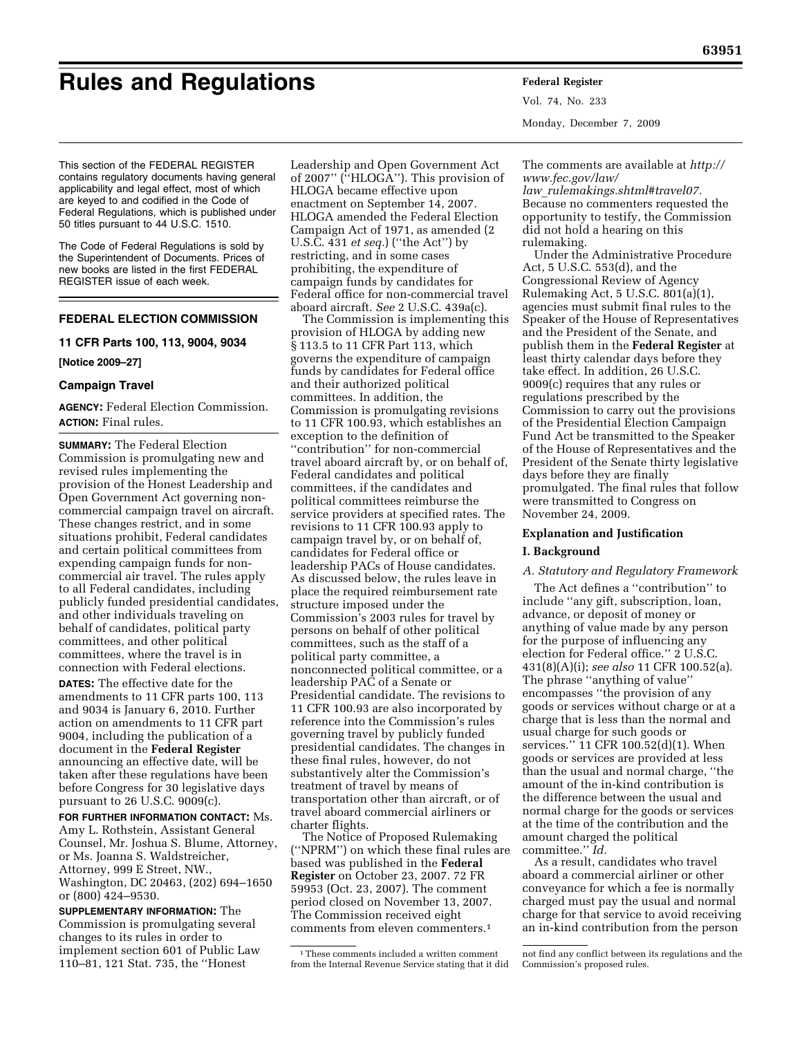# Rules and Regulations

This section of the FEDERAL REGISTER contains regulatory documents having general applicability and legal effect, most of which are keyed to and codified in the Code of Federal Regulations, which is published under 50 titles pursuant to 44 U.S.C. 1510.

The Code of Federal Regulations is sold by the Superintendent of Documents. Prices of new books are listed in the first FEDERAL REGISTER issue of each week.

## FEDERAL ELECTION COMMISSION

### 11 CFR Parts 100, 113, 9004, 9034

**[Notice 2009–27]**

### Campaign Travel

**AGENCY:** Federal Election Commission.

**ACTION:** Final rules.

**SUMMARY:** The Federal Election Commission is promulgating new and revised rules implementing the provision of the Honest Leadership and Open Government Act governing non-commercial campaign travel on aircraft. These changes restrict, and in some situations prohibit, Federal candidates and certain political committees from expending campaign funds for non-commercial air travel. The rules apply to all Federal candidates, including publicly funded presidential candidates, and other individuals traveling on behalf of candidates, political party committees, and other political committees, where the travel is in connection with Federal elections.

**DATES:** The effective date for the amendments to 11 CFR parts 100, 113 and 9034 is January 6, 2010. Further action on amendments to 11 CFR part 9004, including the publication of a document in the **Federal Register** announcing an effective date, will be taken after these regulations have been before Congress for 30 legislative days pursuant to 26 U.S.C. 9009(c).

**FOR FURTHER INFORMATION CONTACT:** Ms. Amy L. Rothstein, Assistant General Counsel, Mr. Joshua S. Blume, Attorney, or Ms. Joanna S. Waldstreicher, Attorney, 999 E Street, NW., Washington, DC 20463, (202) 694–1650 or (800) 424–9530.

**SUPPLEMENTARY INFORMATION:** The Commission is promulgating several changes to its rules in order to implement section 601 of Public Law 110–81, 121 Stat. 735, the ''Honest Leadership and Open Government Act of 2007'' (''HLOGA''). This provision of HLOGA became effective upon enactment on September 14, 2007. HLOGA amended the Federal Election Campaign Act of 1971, as amended (2 U.S.C. 431 *et seq.*) (''the Act'') by restricting, and in some cases prohibiting, the expenditure of campaign funds by candidates for Federal office for non-commercial travel aboard aircraft. *See* 2 U.S.C. 439a(c).

The Commission is implementing this provision of HLOGA by adding new § 113.5 to 11 CFR Part 113, which governs the expenditure of campaign funds by candidates for Federal office and their authorized political committees. In addition, the Commission is promulgating revisions to 11 CFR 100.93, which establishes an exception to the definition of ''contribution'' for non-commercial travel aboard aircraft by, or on behalf of, Federal candidates and political committees, if the candidates and political committees reimburse the service providers at specified rates. The revisions to 11 CFR 100.93 apply to campaign travel by, or on behalf of, candidates for Federal office or leadership PACs of House candidates. As discussed below, the rules leave in place the required reimbursement rate structure imposed under the Commission's 2003 rules for travel by persons on behalf of other political committees, such as the staff of a political party committee, a nonconnected political committee, or a leadership PAC of a Senate or Presidential candidate. The revisions to 11 CFR 100.93 are also incorporated by reference into the Commission's rules governing travel by publicly funded presidential candidates. The changes in these final rules, however, do not substantively alter the Commission's treatment of travel by means of transportation other than aircraft, or of travel aboard commercial airliners or charter flights.

The Notice of Proposed Rulemaking (''NPRM'') on which these final rules are based was published in the **Federal Register** on October 23, 2007. 72 FR 59953 (Oct. 23, 2007). The comment period closed on November 13, 2007. The Commission received eight comments from eleven commenters.[1] The comments are available at *http://www.fec.gov/law/law_rulemakings.shtml#travel07.* Because no commenters requested the opportunity to testify, the Commission did not hold a hearing on this rulemaking.

Under the Administrative Procedure Act, 5 U.S.C. 553(d), and the Congressional Review of Agency Rulemaking Act, 5 U.S.C. 801(a)(1), agencies must submit final rules to the Speaker of the House of Representatives and the President of the Senate, and publish them in the **Federal Register** at least thirty calendar days before they take effect. In addition, 26 U.S.C. 9009(c) requires that any rules or regulations prescribed by the Commission to carry out the provisions of the Presidential Election Campaign Fund Act be transmitted to the Speaker of the House of Representatives and the President of the Senate thirty legislative days before they are finally promulgated. The final rules that follow were transmitted to Congress on November 24, 2009.

### Explanation and Justification

### I. Background

#### *A. Statutory and Regulatory Framework*

The Act defines a ''contribution'' to include ''any gift, subscription, loan, advance, or deposit of money or anything of value made by any person for the purpose of influencing any election for Federal office.'' 2 U.S.C. 431(8)(A)(i); *see also* 11 CFR 100.52(a). The phrase ''anything of value'' encompasses ''the provision of any goods or services without charge or at a charge that is less than the normal and usual charge for such goods or services.'' 11 CFR 100.52(d)(1). When goods or services are provided at less than the usual and normal charge, ''the amount of the in-kind contribution is the difference between the usual and normal charge for the goods or services at the time of the contribution and the amount charged the political committee.'' *Id.*

As a result, candidates who travel aboard a commercial airliner or other conveyance for which a fee is normally charged must pay the usual and normal charge for that service to avoid receiving an in-kind contribution from the person

---

[1] These comments included a written comment from the Internal Revenue Service stating that it did not find any conflict between its regulations and the Commission's proposed rules.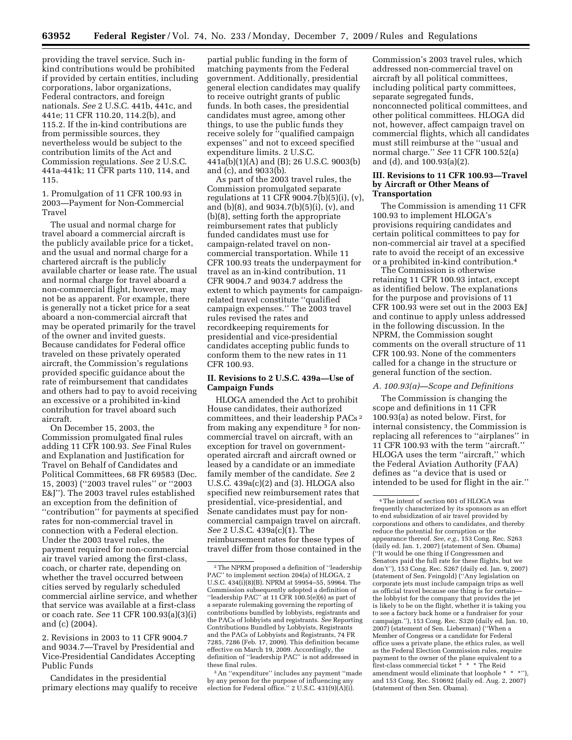providing the travel service. Such in-kind contributions would be prohibited if provided by certain entities, including corporations, labor organizations, Federal contractors, and foreign nationals. *See* 2 U.S.C. 441b, 441c, and 441e; 11 CFR 110.20, 114.2(b), and 115.2. If the in-kind contributions are from permissible sources, they nevertheless would be subject to the contribution limits of the Act and Commission regulations. *See* 2 U.S.C. 441a-441k; 11 CFR parts 110, 114, and 115.

1. Promulgation of 11 CFR 100.93 in 2003—Payment for Non-Commercial Travel

The usual and normal charge for travel aboard a commercial aircraft is the publicly available price for a ticket, and the usual and normal charge for a chartered aircraft is the publicly available charter or lease rate. The usual and normal charge for travel aboard a non-commercial flight, however, may not be as apparent. For example, there is generally not a ticket price for a seat aboard a non-commercial aircraft that may be operated primarily for the travel of the owner and invited guests. Because candidates for Federal office traveled on these privately operated aircraft, the Commission's regulations provided specific guidance about the rate of reimbursement that candidates and others had to pay to avoid receiving an excessive or a prohibited in-kind contribution for travel aboard such aircraft.

On December 15, 2003, the Commission promulgated final rules adding 11 CFR 100.93. *See* Final Rules and Explanation and Justification for Travel on Behalf of Candidates and Political Committees, 68 FR 69583 (Dec. 15, 2003) (''2003 travel rules'' or ''2003 E&J''). The 2003 travel rules established an exception from the definition of ''contribution'' for payments at specified rates for non-commercial travel in connection with a Federal election. Under the 2003 travel rules, the payment required for non-commercial air travel varied among the first-class, coach, or charter rate, depending on whether the travel occurred between cities served by regularly scheduled commercial airline service, and whether that service was available at a first-class or coach rate. *See* 11 CFR 100.93(a)(3)(i) and (c) (2004).

2. Revisions in 2003 to 11 CFR 9004.7 and 9034.7—Travel by Presidential and Vice-Presidential Candidates Accepting Public Funds

Candidates in the presidential primary elections may qualify to receive partial public funding in the form of matching payments from the Federal government. Additionally, presidential general election candidates may qualify to receive outright grants of public funds. In both cases, the presidential candidates must agree, among other things, to use the public funds they receive solely for ''qualified campaign expenses'' and not to exceed specified expenditure limits. 2 U.S.C. 441a(b)(1)(A) and (B); 26 U.S.C. 9003(b) and (c), and 9033(b).

As part of the 2003 travel rules, the Commission promulgated separate regulations at 11 CFR 9004.7(b)(5)(i), (v), and (b)(8), and 9034.7(b)(5)(i), (v), and (b)(8), setting forth the appropriate reimbursement rates that publicly funded candidates must use for campaign-related travel on non-commercial transportation. While 11 CFR 100.93 treats the underpayment for travel as an in-kind contribution, 11 CFR 9004.7 and 9034.7 address the extent to which payments for campaign-related travel constitute ''qualified campaign expenses.'' The 2003 travel rules revised the rates and recordkeeping requirements for presidential and vice-presidential candidates accepting public funds to conform them to the new rates in 11 CFR 100.93.

## II. Revisions to 2 U.S.C. 439a—Use of Campaign Funds

HLOGA amended the Act to prohibit House candidates, their authorized committees, and their leadership PACs [2] from making any expenditure [3] for non-commercial travel on aircraft, with an exception for travel on government-operated aircraft and aircraft owned or leased by a candidate or an immediate family member of the candidate. *See* 2 U.S.C. 439a(c)(2) and (3). HLOGA also specified new reimbursement rates that presidential, vice-presidential, and Senate candidates must pay for non-commercial campaign travel on aircraft. *See* 2 U.S.C. 439a(c)(1). The reimbursement rates for these types of travel differ from those contained in the Commission's 2003 travel rules, which addressed non-commercial travel on aircraft by all political committees, including political party committees, separate segregated funds, nonconnected political committees, and other political committees. HLOGA did not, however, affect campaign travel on commercial flights, which all candidates must still reimburse at the ''usual and normal charge.'' *See* 11 CFR 100.52(a) and (d), and 100.93(a)(2).

## III. Revisions to 11 CFR 100.93—Travel by Aircraft or Other Means of Transportation

The Commission is amending 11 CFR 100.93 to implement HLOGA's provisions requiring candidates and certain political committees to pay for non-commercial air travel at a specified rate to avoid the receipt of an excessive or a prohibited in-kind contribution.[4]

The Commission is otherwise retaining 11 CFR 100.93 intact, except as identified below. The explanations for the purpose and provisions of 11 CFR 100.93 were set out in the 2003 E&J and continue to apply unless addressed in the following discussion. In the NPRM, the Commission sought comments on the overall structure of 11 CFR 100.93. None of the commenters called for a change in the structure or general function of the section.

### *A. 100.93(a)—Scope and Definitions*

The Commission is changing the scope and definitions in 11 CFR 100.93(a) as noted below. First, for internal consistency, the Commission is replacing all references to ''airplanes'' in 11 CFR 100.93 with the term ''aircraft.'' HLOGA uses the term ''aircraft,'' which the Federal Aviation Authority (FAA) defines as ''a device that is used or intended to be used for flight in the air.''

---

[2] The NPRM proposed a definition of ''leadership PAC'' to implement section 204(a) of HLOGA, 2 U.S.C. 434(i)(8)(B). NPRM at 59954–55, 59964. The Commission subsequently adopted a definition of ''leadership PAC'' at 11 CFR 100.5(e)(6) as part of a separate rulemaking governing the reporting of contributions bundled by lobbyists, registrants and the PACs of lobbyists and registrants. *See* Reporting Contributions Bundled by Lobbyists, Registrants and the PACs of Lobbyists and Registrants, 74 FR 7285, 7286 (Feb. 17, 2009). This definition became effective on March 19, 2009. Accordingly, the definition of ''leadership PAC'' is not addressed in these final rules.

[3] An ''expenditure'' includes any payment ''made by any person for the purpose of influencing any election for Federal office.'' 2 U.S.C. 431(9)(A)(i).

[4] The intent of section 601 of HLOGA was frequently characterized by its sponsors as an effort to end subsidization of air travel provided by corporations and others to candidates, and thereby reduce the potential for corruption or the appearance thereof. *See, e.g.,* 153 Cong. Rec. S263 (daily ed. Jan. 1, 2007) (statement of Sen. Obama) (''It would be one thing if Congressmen and Senators paid the full rate for these flights, but we don't''), 153 Cong. Rec. S267 (daily ed. Jan. 9, 2007) (statement of Sen. Feingold) (''Any legislation on corporate jets must include campaign trips as well as official travel because one thing is for certain—the lobbyist for the company that provides the jet is likely to be on the flight, whether it is taking you to see a factory back home or a fundraiser for your campaign.''), 153 Cong. Rec. S320 (daily ed. Jan. 10, 2007) (statement of Sen. Lieberman) (''When a Member of Congress or a candidate for Federal office uses a private plane, the ethics rules, as well as the Federal Election Commission rules, require payment to the owner of the plane equivalent to a first-class commercial ticket * * * The Reid amendment would eliminate that loophole * * *''), and 153 Cong. Rec. S10692 (daily ed. Aug. 2, 2007) (statement of then Sen. Obama).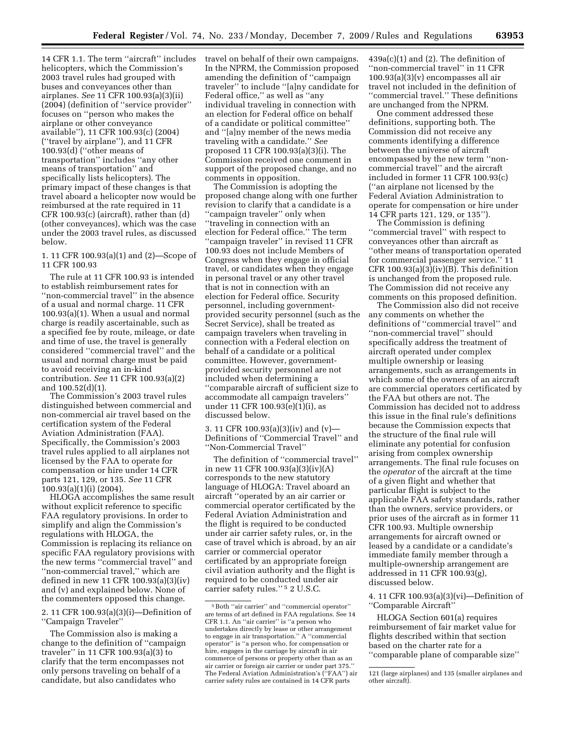14 CFR 1.1. The term ''aircraft'' includes helicopters, which the Commission's 2003 travel rules had grouped with buses and conveyances other than airplanes. *See* 11 CFR 100.93(a)(3)(ii) (2004) (definition of ''service provider'' focuses on ''person who makes the airplane or other conveyance available''), 11 CFR 100.93(c) (2004) (''travel by airplane''), and 11 CFR 100.93(d) (''other means of transportation'' includes ''any other means of transportation'' and specifically lists helicopters). The primary impact of these changes is that travel aboard a helicopter now would be reimbursed at the rate required in 11 CFR 100.93(c) (aircraft), rather than (d) (other conveyances), which was the case under the 2003 travel rules, as discussed below.

1. 11 CFR 100.93(a)(1) and (2)—Scope of 11 CFR 100.93

The rule at 11 CFR 100.93 is intended to establish reimbursement rates for ''non-commercial travel'' in the absence of a usual and normal charge. 11 CFR 100.93(a)(1). When a usual and normal charge is readily ascertainable, such as a specified fee by route, mileage, or date and time of use, the travel is generally considered ''commercial travel'' and the usual and normal charge must be paid to avoid receiving an in-kind contribution. *See* 11 CFR 100.93(a)(2) and 100.52(d)(1).

The Commission's 2003 travel rules distinguished between commercial and non-commercial air travel based on the certification system of the Federal Aviation Administration (FAA). Specifically, the Commission's 2003 travel rules applied to all airplanes not licensed by the FAA to operate for compensation or hire under 14 CFR parts 121, 129, or 135. *See* 11 CFR 100.93(a)(1)(i) (2004).

HLOGA accomplishes the same result without explicit reference to specific FAA regulatory provisions. In order to simplify and align the Commission's regulations with HLOGA, the Commission is replacing its reliance on specific FAA regulatory provisions with the new terms ''commercial travel'' and ''non-commercial travel,'' which are defined in new 11 CFR 100.93(a)(3)(iv) and (v) and explained below. None of the commenters opposed this change.

2. 11 CFR 100.93(a)(3)(i)—Definition of ''Campaign Traveler''

The Commission also is making a change to the definition of ''campaign traveler'' in 11 CFR 100.93(a)(3) to clarify that the term encompasses not only persons traveling on behalf of a candidate, but also candidates who travel on behalf of their own campaigns. In the NPRM, the Commission proposed amending the definition of ''campaign traveler'' to include ''[a]ny candidate for Federal office,'' as well as ''any individual traveling in connection with an election for Federal office on behalf of a candidate or political committee'' and ''[a]ny member of the news media traveling with a candidate.'' *See* proposed 11 CFR 100.93(a)(3)(i). The Commission received one comment in support of the proposed change, and no comments in opposition.

The Commission is adopting the proposed change along with one further revision to clarify that a candidate is a ''campaign traveler'' only when ''traveling in connection with an election for Federal office.'' The term ''campaign traveler'' in revised 11 CFR 100.93 does not include Members of Congress when they engage in official travel, or candidates when they engage in personal travel or any other travel that is not in connection with an election for Federal office. Security personnel, including government-provided security personnel (such as the Secret Service), shall be treated as campaign travelers when traveling in connection with a Federal election on behalf of a candidate or a political committee. However, government-provided security personnel are not included when determining a ''comparable aircraft of sufficient size to accommodate all campaign travelers'' under 11 CFR 100.93(e)(1)(i), as discussed below.

3. 11 CFR 100.93(a)(3)(iv) and (v)—Definitions of ''Commercial Travel'' and ''Non-Commercial Travel''

The definition of ''commercial travel'' in new 11 CFR 100.93(a)(3)(iv)(A) corresponds to the new statutory language of HLOGA: Travel aboard an aircraft ''operated by an air carrier or commercial operator certificated by the Federal Aviation Administration and the flight is required to be conducted under air carrier safety rules, or, in the case of travel which is abroad, by an air carrier or commercial operator certificated by an appropriate foreign civil aviation authority and the flight is required to be conducted under air carrier safety rules.'' [5] 2 U.S.C. 439a(c)(1) and (2). The definition of ''non-commercial travel'' in 11 CFR 100.93(a)(3)(v) encompasses all air travel not included in the definition of ''commercial travel.'' These definitions are unchanged from the NPRM.

One comment addressed these definitions, supporting both. The Commission did not receive any comments identifying a difference between the universe of aircraft encompassed by the new term ''non-commercial travel'' and the aircraft included in former 11 CFR 100.93(c) (''an airplane not licensed by the Federal Aviation Administration to operate for compensation or hire under 14 CFR parts 121, 129, or 135'').

The Commission is defining ''commercial travel'' with respect to conveyances other than aircraft as ''other means of transportation operated for commercial passenger service.'' 11 CFR 100.93(a)(3)(iv)(B). This definition is unchanged from the proposed rule. The Commission did not receive any comments on this proposed definition.

The Commission also did not receive any comments on whether the definitions of ''commercial travel'' and ''non-commercial travel'' should specifically address the treatment of aircraft operated under complex multiple ownership or leasing arrangements, such as arrangements in which some of the owners of an aircraft are commercial operators certificated by the FAA but others are not. The Commission has decided not to address this issue in the final rule's definitions because the Commission expects that the structure of the final rule will eliminate any potential for confusion arising from complex ownership arrangements. The final rule focuses on the *operator* of the aircraft at the time of a given flight and whether that particular flight is subject to the applicable FAA safety standards, rather than the owners, service providers, or prior uses of the aircraft as in former 11 CFR 100.93. Multiple ownership arrangements for aircraft owned or leased by a candidate or a candidate's immediate family member through a multiple-ownership arrangement are addressed in 11 CFR 100.93(g), discussed below.

4. 11 CFR 100.93(a)(3)(vi)—Definition of ''Comparable Aircraft''

HLOGA Section 601(a) requires reimbursement of fair market value for flights described within that section based on the charter rate for a ''comparable plane of comparable size''

---

[5] Both ''air carrier'' and ''commercial operator'' are terms of art defined in FAA regulations. See 14 CFR 1.1. An ''air carrier'' is ''a person who undertakes directly by lease or other arrangement to engage in air transportation.'' A ''commercial operator'' is ''a person who, for compensation or hire, engages in the carriage by aircraft in air commerce of persons or property other than as an air carrier or foreign air carrier or under part 375.'' The Federal Aviation Administration's (''FAA'') air carrier safety rules are contained in 14 CFR parts 121 (large airplanes) and 135 (smaller airplanes and other aircraft).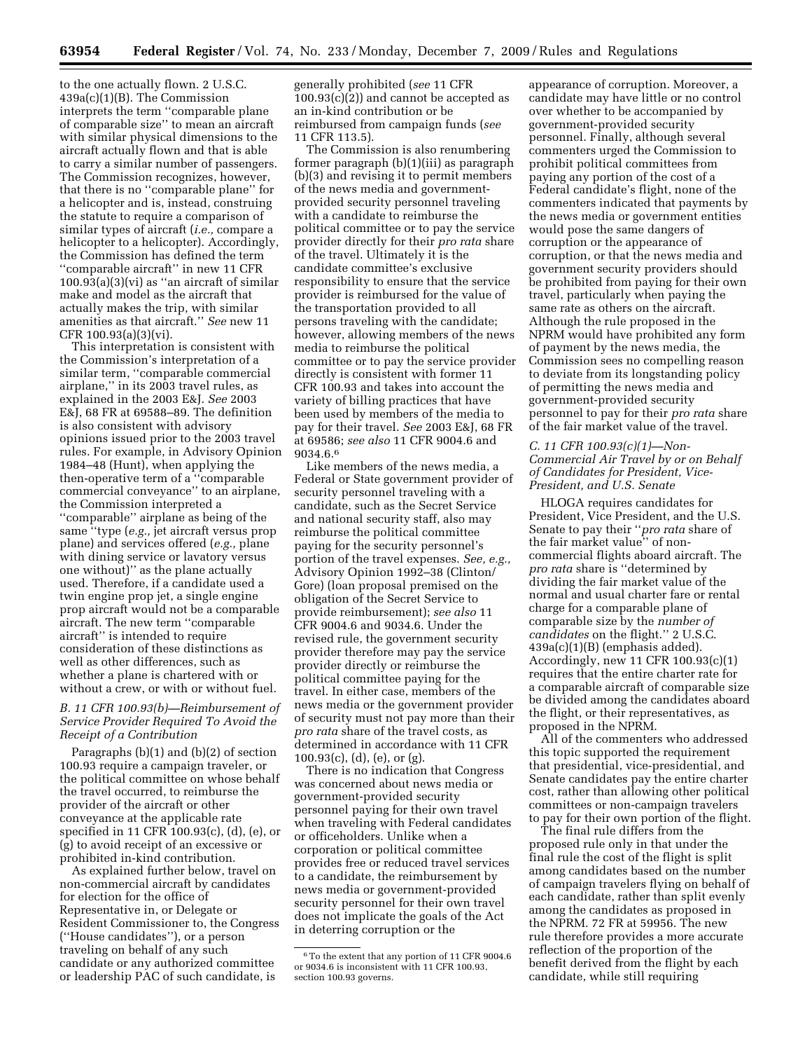to the one actually flown. 2 U.S.C. 439a(c)(1)(B). The Commission interprets the term ''comparable plane of comparable size'' to mean an aircraft with similar physical dimensions to the aircraft actually flown and that is able to carry a similar number of passengers. The Commission recognizes, however, that there is no ''comparable plane'' for a helicopter and is, instead, construing the statute to require a comparison of similar types of aircraft (*i.e.,* compare a helicopter to a helicopter). Accordingly, the Commission has defined the term ''comparable aircraft'' in new 11 CFR 100.93(a)(3)(vi) as ''an aircraft of similar make and model as the aircraft that actually makes the trip, with similar amenities as that aircraft.'' *See* new 11 CFR 100.93(a)(3)(vi).

This interpretation is consistent with the Commission's interpretation of a similar term, ''comparable commercial airplane,'' in its 2003 travel rules, as explained in the 2003 E&J. *See* 2003 E&J, 68 FR at 69588–89. The definition is also consistent with advisory opinions issued prior to the 2003 travel rules. For example, in Advisory Opinion 1984–48 (Hunt), when applying the then-operative term of a ''comparable commercial conveyance'' to an airplane, the Commission interpreted a ''comparable'' airplane as being of the same ''type (*e.g.,* jet aircraft versus prop plane) and services offered (*e.g.,* plane with dining service or lavatory versus one without)'' as the plane actually used. Therefore, if a candidate used a twin engine prop jet, a single engine prop aircraft would not be a comparable aircraft. The new term ''comparable aircraft'' is intended to require consideration of these distinctions as well as other differences, such as whether a plane is chartered with or without a crew, or with or without fuel.

### *B. 11 CFR 100.93(b)—Reimbursement of Service Provider Required To Avoid the Receipt of a Contribution*

Paragraphs (b)(1) and (b)(2) of section 100.93 require a campaign traveler, or the political committee on whose behalf the travel occurred, to reimburse the provider of the aircraft or other conveyance at the applicable rate specified in 11 CFR 100.93(c), (d), (e), or (g) to avoid receipt of an excessive or prohibited in-kind contribution.

As explained further below, travel on non-commercial aircraft by candidates for election for the office of Representative in, or Delegate or Resident Commissioner to, the Congress (''House candidates''), or a person traveling on behalf of any such candidate or any authorized committee or leadership PAC of such candidate, is generally prohibited (*see* 11 CFR 100.93(c)(2)) and cannot be accepted as an in-kind contribution or be reimbursed from campaign funds (*see* 11 CFR 113.5).

The Commission is also renumbering former paragraph (b)(1)(iii) as paragraph (b)(3) and revising it to permit members of the news media and government-provided security personnel traveling with a candidate to reimburse the political committee or to pay the service provider directly for their *pro rata* share of the travel. Ultimately it is the candidate committee's exclusive responsibility to ensure that the service provider is reimbursed for the value of the transportation provided to all persons traveling with the candidate; however, allowing members of the news media to reimburse the political committee or to pay the service provider directly is consistent with former 11 CFR 100.93 and takes into account the variety of billing practices that have been used by members of the media to pay for their travel. *See* 2003 E&J, 68 FR at 69586; *see also* 11 CFR 9004.6 and 9034.6.[6]

Like members of the news media, a Federal or State government provider of security personnel traveling with a candidate, such as the Secret Service and national security staff, also may reimburse the political committee paying for the security personnel's portion of the travel expenses. *See, e.g.,* Advisory Opinion 1992–38 (Clinton/Gore) (loan proposal premised on the obligation of the Secret Service to provide reimbursement); *see also* 11 CFR 9004.6 and 9034.6. Under the revised rule, the government security provider therefore may pay the service provider directly or reimburse the political committee paying for the travel. In either case, members of the news media or the government provider of security must not pay more than their *pro rata* share of the travel costs, as determined in accordance with 11 CFR 100.93(c), (d), (e), or (g).

There is no indication that Congress was concerned about news media or government-provided security personnel paying for their own travel when traveling with Federal candidates or officeholders. Unlike when a corporation or political committee provides free or reduced travel services to a candidate, the reimbursement by news media or government-provided security personnel for their own travel does not implicate the goals of the Act in deterring corruption or the appearance of corruption. Moreover, a candidate may have little or no control over whether to be accompanied by government-provided security personnel. Finally, although several commenters urged the Commission to prohibit political committees from paying any portion of the cost of a Federal candidate's flight, none of the commenters indicated that payments by the news media or government entities would pose the same dangers of corruption or the appearance of corruption, or that the news media and government security providers should be prohibited from paying for their own travel, particularly when paying the same rate as others on the aircraft. Although the rule proposed in the NPRM would have prohibited any form of payment by the news media, the Commission sees no compelling reason to deviate from its longstanding policy of permitting the news media and government-provided security personnel to pay for their *pro rata* share of the fair market value of the travel.

### *C. 11 CFR 100.93(c)(1)—Non-Commercial Air Travel by or on Behalf of Candidates for President, Vice-President, and U.S. Senate*

HLOGA requires candidates for President, Vice President, and the U.S. Senate to pay their ''*pro rata* share of the fair market value'' of non-commercial flights aboard aircraft. The *pro rata* share is ''determined by dividing the fair market value of the normal and usual charter fare or rental charge for a comparable plane of comparable size by the *number of candidates* on the flight.'' 2 U.S.C. 439a(c)(1)(B) (emphasis added). Accordingly, new 11 CFR 100.93(c)(1) requires that the entire charter rate for a comparable aircraft of comparable size be divided among the candidates aboard the flight, or their representatives, as proposed in the NPRM.

All of the commenters who addressed this topic supported the requirement that presidential, vice-presidential, and Senate candidates pay the entire charter cost, rather than allowing other political committees or non-campaign travelers to pay for their own portion of the flight.

The final rule differs from the proposed rule only in that under the final rule the cost of the flight is split among candidates based on the number of campaign travelers flying on behalf of each candidate, rather than split evenly among the candidates as proposed in the NPRM. 72 FR at 59956. The new rule therefore provides a more accurate reflection of the proportion of the benefit derived from the flight by each candidate, while still requiring

[6] To the extent that any portion of 11 CFR 9004.6 or 9034.6 is inconsistent with 11 CFR 100.93, section 100.93 governs.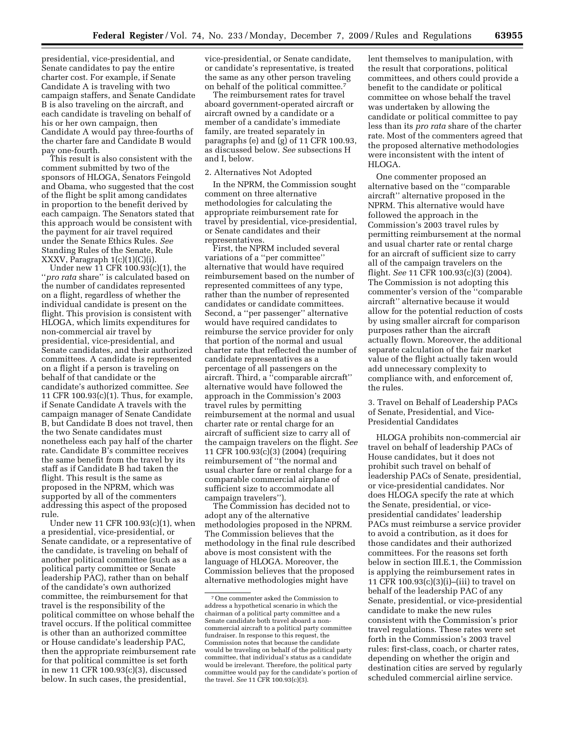presidential, vice-presidential, and Senate candidates to pay the entire charter cost. For example, if Senate Candidate A is traveling with two campaign staffers, and Senate Candidate B is also traveling on the aircraft, and each candidate is traveling on behalf of his or her own campaign, then Candidate A would pay three-fourths of the charter fare and Candidate B would pay one-fourth.

This result is also consistent with the comment submitted by two of the sponsors of HLOGA, Senators Feingold and Obama, who suggested that the cost of the flight be split among candidates in proportion to the benefit derived by each campaign. The Senators stated that this approach would be consistent with the payment for air travel required under the Senate Ethics Rules. *See* Standing Rules of the Senate, Rule XXXV, Paragraph 1(c)(1)(C)(i).

Under new 11 CFR 100.93(c)(1), the ''*pro rata* share'' is calculated based on the number of candidates represented on a flight, regardless of whether the individual candidate is present on the flight. This provision is consistent with HLOGA, which limits expenditures for non-commercial air travel by presidential, vice-presidential, and Senate candidates, and their authorized committees. A candidate is represented on a flight if a person is traveling on behalf of that candidate or the candidate's authorized committee. *See* 11 CFR 100.93(c)(1). Thus, for example, if Senate Candidate A travels with the campaign manager of Senate Candidate B, but Candidate B does not travel, then the two Senate candidates must nonetheless each pay half of the charter rate. Candidate B's committee receives the same benefit from the travel by its staff as if Candidate B had taken the flight. This result is the same as proposed in the NPRM, which was supported by all of the commenters addressing this aspect of the proposed rule.

Under new 11 CFR 100.93(c)(1), when a presidential, vice-presidential, or Senate candidate, or a representative of the candidate, is traveling on behalf of another political committee (such as a political party committee or Senate leadership PAC), rather than on behalf of the candidate's own authorized committee, the reimbursement for that travel is the responsibility of the political committee on whose behalf the travel occurs. If the political committee is other than an authorized committee or House candidate's leadership PAC, then the appropriate reimbursement rate for that political committee is set forth in new 11 CFR 100.93(c)(3), discussed below. In such cases, the presidential, vice-presidential, or Senate candidate, or candidate's representative, is treated the same as any other person traveling on behalf of the political committee.[7]

The reimbursement rates for travel aboard government-operated aircraft or aircraft owned by a candidate or a member of a candidate's immediate family, are treated separately in paragraphs (e) and (g) of 11 CFR 100.93, as discussed below. *See* subsections H and I, below.

2. Alternatives Not Adopted

In the NPRM, the Commission sought comment on three alternative methodologies for calculating the appropriate reimbursement rate for travel by presidential, vice-presidential, or Senate candidates and their representatives.

First, the NPRM included several variations of a ''per committee'' alternative that would have required reimbursement based on the number of represented committees of any type, rather than the number of represented candidates or candidate committees. Second, a ''per passenger'' alternative would have required candidates to reimburse the service provider for only that portion of the normal and usual charter rate that reflected the number of candidate representatives as a percentage of all passengers on the aircraft. Third, a ''comparable aircraft'' alternative would have followed the approach in the Commission's 2003 travel rules by permitting reimbursement at the normal and usual charter rate or rental charge for an aircraft of sufficient size to carry all of the campaign travelers on the flight. *See* 11 CFR 100.93(c)(3) (2004) (requiring reimbursement of ''the normal and usual charter fare or rental charge for a comparable commercial airplane of sufficient size to accommodate all campaign travelers'').

The Commission has decided not to adopt any of the alternative methodologies proposed in the NPRM. The Commission believes that the methodology in the final rule described above is most consistent with the language of HLOGA. Moreover, the Commission believes that the proposed alternative methodologies might have lent themselves to manipulation, with the result that corporations, political committees, and others could provide a benefit to the candidate or political committee on whose behalf the travel was undertaken by allowing the candidate or political committee to pay less than its *pro rata* share of the charter rate. Most of the commenters agreed that the proposed alternative methodologies were inconsistent with the intent of HLOGA.

One commenter proposed an alternative based on the ''comparable aircraft'' alternative proposed in the NPRM. This alternative would have followed the approach in the Commission's 2003 travel rules by permitting reimbursement at the normal and usual charter rate or rental charge for an aircraft of sufficient size to carry all of the campaign travelers on the flight. *See* 11 CFR 100.93(c)(3) (2004). The Commission is not adopting this commenter's version of the ''comparable aircraft'' alternative because it would allow for the potential reduction of costs by using smaller aircraft for comparison purposes rather than the aircraft actually flown. Moreover, the additional separate calculation of the fair market value of the flight actually taken would add unnecessary complexity to compliance with, and enforcement of, the rules.

3. Travel on Behalf of Leadership PACs of Senate, Presidential, and Vice-Presidential Candidates

HLOGA prohibits non-commercial air travel on behalf of leadership PACs of House candidates, but it does not prohibit such travel on behalf of leadership PACs of Senate, presidential, or vice-presidential candidates. Nor does HLOGA specify the rate at which the Senate, presidential, or vice-presidential candidates' leadership PACs must reimburse a service provider to avoid a contribution, as it does for those candidates and their authorized committees. For the reasons set forth below in section III.E.1, the Commission is applying the reimbursement rates in 11 CFR 100.93(c)(3)(i)–(iii) to travel on behalf of the leadership PAC of any Senate, presidential, or vice-presidential candidate to make the new rules consistent with the Commission's prior travel regulations. These rates were set forth in the Commission's 2003 travel rules: first-class, coach, or charter rates, depending on whether the origin and destination cities are served by regularly scheduled commercial airline service.

[7] One commenter asked the Commission to address a hypothetical scenario in which the chairman of a political party committee and a Senate candidate both travel aboard a non-commercial aircraft to a political party committee fundraiser. In response to this request, the Commission notes that because the candidate would be traveling on behalf of the political party committee, that individual's status as a candidate would be irrelevant. Therefore, the political party committee would pay for the candidate's portion of the travel. *See* 11 CFR 100.93(c)(3).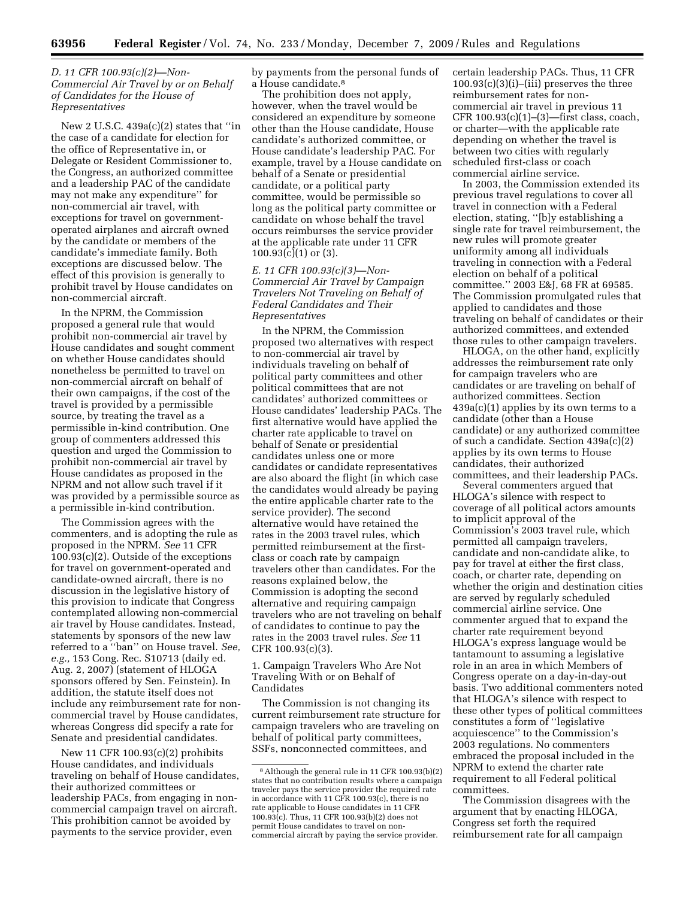### D. 11 CFR 100.93(c)(2)—Non-Commercial Air Travel by or on Behalf of Candidates for the House of Representatives

New 2 U.S.C. 439a(c)(2) states that ''in the case of a candidate for election for the office of Representative in, or Delegate or Resident Commissioner to, the Congress, an authorized committee and a leadership PAC of the candidate may not make any expenditure'' for non-commercial air travel, with exceptions for travel on government-operated airplanes and aircraft owned by the candidate or members of the candidate's immediate family. Both exceptions are discussed below. The effect of this provision is generally to prohibit travel by House candidates on non-commercial aircraft.

In the NPRM, the Commission proposed a general rule that would prohibit non-commercial air travel by House candidates and sought comment on whether House candidates should nonetheless be permitted to travel on non-commercial aircraft on behalf of their own campaigns, if the cost of the travel is provided by a permissible source, by treating the travel as a permissible in-kind contribution. One group of commenters addressed this question and urged the Commission to prohibit non-commercial air travel by House candidates as proposed in the NPRM and not allow such travel if it was provided by a permissible source as a permissible in-kind contribution.

The Commission agrees with the commenters, and is adopting the rule as proposed in the NPRM. *See* 11 CFR 100.93(c)(2). Outside of the exceptions for travel on government-operated and candidate-owned aircraft, there is no discussion in the legislative history of this provision to indicate that Congress contemplated allowing non-commercial air travel by House candidates. Instead, statements by sponsors of the new law referred to a ''ban'' on House travel. *See, e.g.,* 153 Cong. Rec. S10713 (daily ed. Aug. 2, 2007) (statement of HLOGA sponsors offered by Sen. Feinstein). In addition, the statute itself does not include any reimbursement rate for non-commercial travel by House candidates, whereas Congress did specify a rate for Senate and presidential candidates.

New 11 CFR 100.93(c)(2) prohibits House candidates, and individuals traveling on behalf of House candidates, their authorized committees or leadership PACs, from engaging in non-commercial campaign travel on aircraft. This prohibition cannot be avoided by payments to the service provider, even by payments from the personal funds of a House candidate.[8]

The prohibition does not apply, however, when the travel would be considered an expenditure by someone other than the House candidate, House candidate's authorized committee, or House candidate's leadership PAC. For example, travel by a House candidate on behalf of a Senate or presidential candidate, or a political party committee, would be permissible so long as the political party committee or candidate on whose behalf the travel occurs reimburses the service provider at the applicable rate under 11 CFR 100.93(c)(1) or (3).

### E. 11 CFR 100.93(c)(3)—Non-Commercial Air Travel by Campaign Travelers Not Traveling on Behalf of Federal Candidates and Their Representatives

In the NPRM, the Commission proposed two alternatives with respect to non-commercial air travel by individuals traveling on behalf of political party committees and other political committees that are not candidates' authorized committees or House candidates' leadership PACs. The first alternative would have applied the charter rate applicable to travel on behalf of Senate or presidential candidates unless one or more candidates or candidate representatives are also aboard the flight (in which case the candidates would already be paying the entire applicable charter rate to the service provider). The second alternative would have retained the rates in the 2003 travel rules, which permitted reimbursement at the first-class or coach rate by campaign travelers other than candidates. For the reasons explained below, the Commission is adopting the second alternative and requiring campaign travelers who are not traveling on behalf of candidates to continue to pay the rates in the 2003 travel rules. *See* 11 CFR 100.93(c)(3).

#### 1. Campaign Travelers Who Are Not Traveling With or on Behalf of Candidates

The Commission is not changing its current reimbursement rate structure for campaign travelers who are traveling on behalf of political party committees, SSFs, nonconnected committees, and certain leadership PACs. Thus, 11 CFR 100.93(c)(3)(i)–(iii) preserves the three reimbursement rates for non-commercial air travel in previous 11 CFR 100.93(c)(1)–(3)—first class, coach, or charter—with the applicable rate depending on whether the travel is between two cities with regularly scheduled first-class or coach commercial airline service.

In 2003, the Commission extended its previous travel regulations to cover all travel in connection with a Federal election, stating, ''[b]y establishing a single rate for travel reimbursement, the new rules will promote greater uniformity among all individuals traveling in connection with a Federal election on behalf of a political committee.'' 2003 E&J, 68 FR at 69585. The Commission promulgated rules that applied to candidates and those traveling on behalf of candidates or their authorized committees, and extended those rules to other campaign travelers.

HLOGA, on the other hand, explicitly addresses the reimbursement rate only for campaign travelers who are candidates or are traveling on behalf of authorized committees. Section 439a(c)(1) applies by its own terms to a candidate (other than a House candidate) or any authorized committee of such a candidate. Section 439a(c)(2) applies by its own terms to House candidates, their authorized committees, and their leadership PACs.

Several commenters argued that HLOGA's silence with respect to coverage of all political actors amounts to implicit approval of the Commission's 2003 travel rule, which permitted all campaign travelers, candidate and non-candidate alike, to pay for travel at either the first class, coach, or charter rate, depending on whether the origin and destination cities are served by regularly scheduled commercial airline service. One commenter argued that to expand the charter rate requirement beyond HLOGA's express language would be tantamount to assuming a legislative role in an area in which Members of Congress operate on a day-in-day-out basis. Two additional commenters noted that HLOGA's silence with respect to these other types of political committees constitutes a form of ''legislative acquiescence'' to the Commission's 2003 regulations. No commenters embraced the proposal included in the NPRM to extend the charter rate requirement to all Federal political committees.

The Commission disagrees with the argument that by enacting HLOGA, Congress set forth the required reimbursement rate for all campaign

[8] Although the general rule in 11 CFR 100.93(b)(2) states that no contribution results where a campaign traveler pays the service provider the required rate in accordance with 11 CFR 100.93(c), there is no rate applicable to House candidates in 11 CFR 100.93(c). Thus, 11 CFR 100.93(b)(2) does not permit House candidates to travel on non-commercial aircraft by paying the service provider.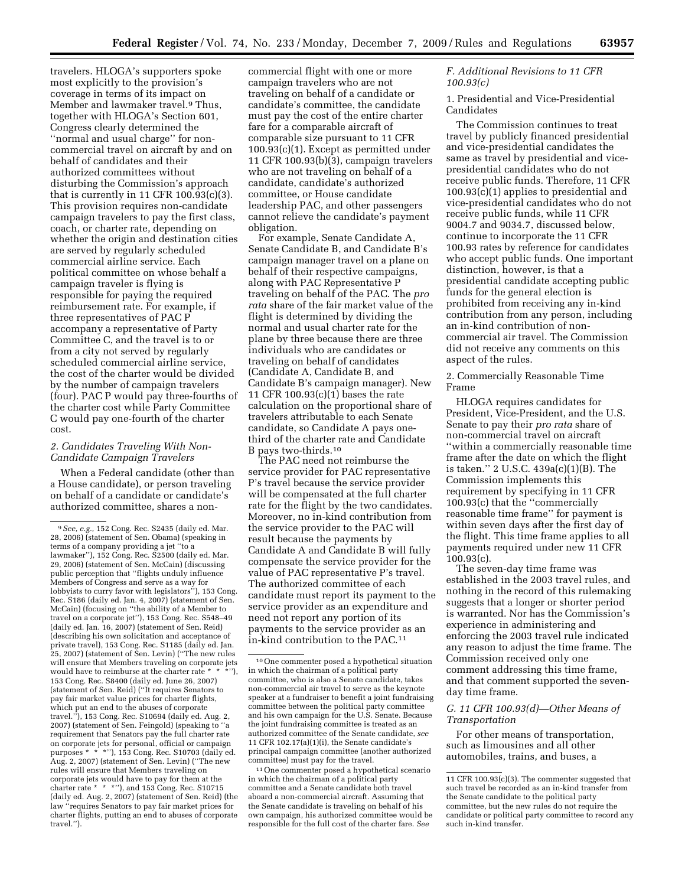travelers. HLOGA's supporters spoke most explicitly to the provision's coverage in terms of its impact on Member and lawmaker travel.[9] Thus, together with HLOGA's Section 601, Congress clearly determined the ''normal and usual charge'' for non-commercial travel on aircraft by and on behalf of candidates and their authorized committees without disturbing the Commission's approach that is currently in 11 CFR 100.93(c)(3). This provision requires non-candidate campaign travelers to pay the first class, coach, or charter rate, depending on whether the origin and destination cities are served by regularly scheduled commercial airline service. Each political committee on whose behalf a campaign traveler is flying is responsible for paying the required reimbursement rate. For example, if three representatives of PAC P accompany a representative of Party Committee C, and the travel is to or from a city not served by regularly scheduled commercial airline service, the cost of the charter would be divided by the number of campaign travelers (four). PAC P would pay three-fourths of the charter cost while Party Committee C would pay one-fourth of the charter cost.

### *2. Candidates Traveling With Non-Candidate Campaign Travelers*

When a Federal candidate (other than a House candidate), or person traveling on behalf of a candidate or candidate's authorized committee, shares a non-commercial flight with one or more campaign travelers who are not traveling on behalf of a candidate or candidate's committee, the candidate must pay the cost of the entire charter fare for a comparable aircraft of comparable size pursuant to 11 CFR 100.93(c)(1). Except as permitted under 11 CFR 100.93(b)(3), campaign travelers who are not traveling on behalf of a candidate, candidate's authorized committee, or House candidate leadership PAC, and other passengers cannot relieve the candidate's payment obligation.

For example, Senate Candidate A, Senate Candidate B, and Candidate B's campaign manager travel on a plane on behalf of their respective campaigns, along with PAC Representative P traveling on behalf of the PAC. The *pro rata* share of the fair market value of the flight is determined by dividing the normal and usual charter rate for the plane by three because there are three individuals who are candidates or traveling on behalf of candidates (Candidate A, Candidate B, and Candidate B's campaign manager). New 11 CFR 100.93(c)(1) bases the rate calculation on the proportional share of travelers attributable to each Senate candidate, so Candidate A pays one-third of the charter rate and Candidate B pays two-thirds.[10]

The PAC need not reimburse the service provider for PAC representative P's travel because the service provider will be compensated at the full charter rate for the flight by the two candidates. Moreover, no in-kind contribution from the service provider to the PAC will result because the payments by Candidate A and Candidate B will fully compensate the service provider for the value of PAC representative P's travel. The authorized committee of each candidate must report its payment to the service provider as an expenditure and need not report any portion of its payments to the service provider as an in-kind contribution to the PAC.[11]

### *F. Additional Revisions to 11 CFR 100.93(c)*

1. Presidential and Vice-Presidential Candidates

The Commission continues to treat travel by publicly financed presidential and vice-presidential candidates the same as travel by presidential and vice-presidential candidates who do not receive public funds. Therefore, 11 CFR 100.93(c)(1) applies to presidential and vice-presidential candidates who do not receive public funds, while 11 CFR 9004.7 and 9034.7, discussed below, continue to incorporate the 11 CFR 100.93 rates by reference for candidates who accept public funds. One important distinction, however, is that a presidential candidate accepting public funds for the general election is prohibited from receiving any in-kind contribution from any person, including an in-kind contribution of non-commercial air travel. The Commission did not receive any comments on this aspect of the rules.

2. Commercially Reasonable Time Frame

HLOGA requires candidates for President, Vice-President, and the U.S. Senate to pay their *pro rata* share of non-commercial travel on aircraft ''within a commercially reasonable time frame after the date on which the flight is taken.'' 2 U.S.C. 439a(c)(1)(B). The Commission implements this requirement by specifying in 11 CFR 100.93(c) that the ''commercially reasonable time frame'' for payment is within seven days after the first day of the flight. This time frame applies to all payments required under new 11 CFR 100.93(c).

The seven-day time frame was established in the 2003 travel rules, and nothing in the record of this rulemaking suggests that a longer or shorter period is warranted. Nor has the Commission's experience in administering and enforcing the 2003 travel rule indicated any reason to adjust the time frame. The Commission received only one comment addressing this time frame, and that comment supported the seven-day time frame.

### *G. 11 CFR 100.93(d)—Other Means of Transportation*

For other means of transportation, such as limousines and all other automobiles, trains, and buses, a

---

[9] *See, e.g.,* 152 Cong. Rec. S2435 (daily ed. Mar. 28, 2006) (statement of Sen. Obama) (speaking in terms of a company providing a jet ''to a lawmaker''), 152 Cong. Rec. S2500 (daily ed. Mar. 29, 2006) (statement of Sen. McCain) (discussing public perception that ''flights unduly influence Members of Congress and serve as a way for lobbyists to curry favor with legislators''), 153 Cong. Rec. S186 (daily ed. Jan. 4, 2007) (statement of Sen. McCain) (focusing on ''the ability of a Member to travel on a corporate jet''), 153 Cong. Rec. S548–49 (daily ed. Jan. 16, 2007) (statement of Sen. Reid) (describing his own solicitation and acceptance of private travel), 153 Cong. Rec. S1185 (daily ed. Jan. 25, 2007) (statement of Sen. Levin) (''The new rules will ensure that Members traveling on corporate jets would have to reimburse at the charter rate * * *''), 153 Cong. Rec. S8400 (daily ed. June 26, 2007) (statement of Sen. Reid) (''It requires Senators to pay fair market value prices for charter flights, which put an end to the abuses of corporate travel.''), 153 Cong. Rec. S10694 (daily ed. Aug. 2, 2007) (statement of Sen. Feingold) (speaking to ''a requirement that Senators pay the full charter rate on corporate jets for personal, official or campaign purposes * * *''), 153 Cong. Rec. S10703 (daily ed. Aug. 2, 2007) (statement of Sen. Levin) (''The new rules will ensure that Members traveling on corporate jets would have to pay for them at the charter rate * * *''), and 153 Cong. Rec. S10715 (daily ed. Aug. 2, 2007) (statement of Sen. Reid) (the law ''requires Senators to pay fair market prices for charter flights, putting an end to abuses of corporate travel.'').

[10] One commenter posed a hypothetical situation in which the chairman of a political party committee, who is also a Senate candidate, takes non-commercial air travel to serve as the keynote speaker at a fundraiser to benefit a joint fundraising committee between the political party committee and his own campaign for the U.S. Senate. Because the joint fundraising committee is treated as an authorized committee of the Senate candidate, *see* 11 CFR 102.17(a)(1)(i), the Senate candidate's principal campaign committee (another authorized committee) must pay for the travel.

[11] One commenter posed a hypothetical scenario in which the chairman of a political party committee and a Senate candidate both travel aboard a non-commercial aircraft. Assuming that the Senate candidate is traveling on behalf of his own campaign, his authorized committee would be responsible for the full cost of the charter fare. *See* 11 CFR 100.93(c)(3). The commenter suggested that such travel be recorded as an in-kind transfer from the Senate candidate to the political party committee, but the new rules do not require the candidate or political party committee to record any such in-kind transfer.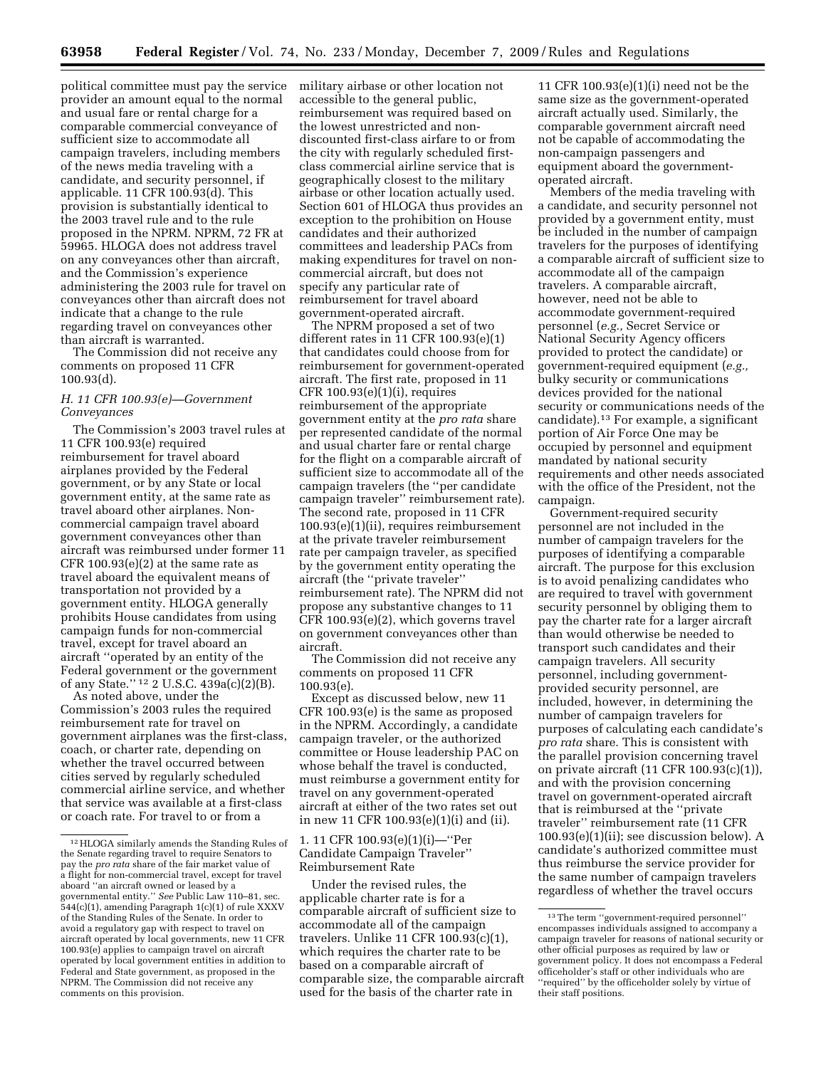political committee must pay the service provider an amount equal to the normal and usual fare or rental charge for a comparable commercial conveyance of sufficient size to accommodate all campaign travelers, including members of the news media traveling with a candidate, and security personnel, if applicable. 11 CFR 100.93(d). This provision is substantially identical to the 2003 travel rule and to the rule proposed in the NPRM. NPRM, 72 FR at 59965. HLOGA does not address travel on any conveyances other than aircraft, and the Commission's experience administering the 2003 rule for travel on conveyances other than aircraft does not indicate that a change to the rule regarding travel on conveyances other than aircraft is warranted.

The Commission did not receive any comments on proposed 11 CFR 100.93(d).

### *H. 11 CFR 100.93(e)—Government Conveyances*

The Commission's 2003 travel rules at 11 CFR 100.93(e) required reimbursement for travel aboard airplanes provided by the Federal government, or by any State or local government entity, at the same rate as travel aboard other airplanes. Non-commercial campaign travel aboard government conveyances other than aircraft was reimbursed under former 11 CFR 100.93(e)(2) at the same rate as travel aboard the equivalent means of transportation not provided by a government entity. HLOGA generally prohibits House candidates from using campaign funds for non-commercial travel, except for travel aboard an aircraft ''operated by an entity of the Federal government or the government of any State.'' [12] 2 U.S.C. 439a(c)(2)(B).

As noted above, under the Commission's 2003 rules the required reimbursement rate for travel on government airplanes was the first-class, coach, or charter rate, depending on whether the travel occurred between cities served by regularly scheduled commercial airline service, and whether that service was available at a first-class or coach rate. For travel to or from a military airbase or other location not accessible to the general public, reimbursement was required based on the lowest unrestricted and non-discounted first-class airfare to or from the city with regularly scheduled first-class commercial airline service that is geographically closest to the military airbase or other location actually used. Section 601 of HLOGA thus provides an exception to the prohibition on House candidates and their authorized committees and leadership PACs from making expenditures for travel on non-commercial aircraft, but does not specify any particular rate of reimbursement for travel aboard government-operated aircraft.

The NPRM proposed a set of two different rates in 11 CFR 100.93(e)(1) that candidates could choose from for reimbursement for government-operated aircraft. The first rate, proposed in 11 CFR 100.93(e)(1)(i), requires reimbursement of the appropriate government entity at the *pro rata* share per represented candidate of the normal and usual charter fare or rental charge for the flight on a comparable aircraft of sufficient size to accommodate all of the campaign travelers (the ''per candidate campaign traveler'' reimbursement rate). The second rate, proposed in 11 CFR 100.93(e)(1)(ii), requires reimbursement at the private traveler reimbursement rate per campaign traveler, as specified by the government entity operating the aircraft (the ''private traveler'' reimbursement rate). The NPRM did not propose any substantive changes to 11 CFR 100.93(e)(2), which governs travel on government conveyances other than aircraft.

The Commission did not receive any comments on proposed 11 CFR 100.93(e).

Except as discussed below, new 11 CFR 100.93(e) is the same as proposed in the NPRM. Accordingly, a candidate campaign traveler, or the authorized committee or House leadership PAC on whose behalf the travel is conducted, must reimburse a government entity for travel on any government-operated aircraft at either of the two rates set out in new 11 CFR 100.93(e)(1)(i) and (ii).

#### 1. 11 CFR 100.93(e)(1)(i)—''Per Candidate Campaign Traveler'' Reimbursement Rate

Under the revised rules, the applicable charter rate is for a comparable aircraft of sufficient size to accommodate all of the campaign travelers. Unlike 11 CFR 100.93(c)(1), which requires the charter rate to be based on a comparable aircraft of comparable size, the comparable aircraft used for the basis of the charter rate in 11 CFR 100.93(e)(1)(i) need not be the same size as the government-operated aircraft actually used. Similarly, the comparable government aircraft need not be capable of accommodating the non-campaign passengers and equipment aboard the government-operated aircraft.

Members of the media traveling with a candidate, and security personnel not provided by a government entity, must be included in the number of campaign travelers for the purposes of identifying a comparable aircraft of sufficient size to accommodate all of the campaign travelers. A comparable aircraft, however, need not be able to accommodate government-required personnel (*e.g.,* Secret Service or National Security Agency officers provided to protect the candidate) or government-required equipment (*e.g.,* bulky security or communications devices provided for the national security or communications needs of the candidate).[13] For example, a significant portion of Air Force One may be occupied by personnel and equipment mandated by national security requirements and other needs associated with the office of the President, not the campaign.

Government-required security personnel are not included in the number of campaign travelers for the purposes of identifying a comparable aircraft. The purpose for this exclusion is to avoid penalizing candidates who are required to travel with government security personnel by obliging them to pay the charter rate for a larger aircraft than would otherwise be needed to transport such candidates and their campaign travelers. All security personnel, including government-provided security personnel, are included, however, in determining the number of campaign travelers for purposes of calculating each candidate's *pro rata* share. This is consistent with the parallel provision concerning travel on private aircraft (11 CFR 100.93(c)(1)), and with the provision concerning travel on government-operated aircraft that is reimbursed at the ''private traveler'' reimbursement rate (11 CFR 100.93(e)(1)(ii); see discussion below). A candidate's authorized committee must thus reimburse the service provider for the same number of campaign travelers regardless of whether the travel occurs

---

[12] HLOGA similarly amends the Standing Rules of the Senate regarding travel to require Senators to pay the *pro rata* share of the fair market value of a flight for non-commercial travel, except for travel aboard ''an aircraft owned or leased by a governmental entity.'' *See* Public Law 110–81, sec. 544(c)(1), amending Paragraph 1(c)(1) of rule XXXV of the Standing Rules of the Senate. In order to avoid a regulatory gap with respect to travel on aircraft operated by local governments, new 11 CFR 100.93(e) applies to campaign travel on aircraft operated by local government entities in addition to Federal and State government, as proposed in the NPRM. The Commission did not receive any comments on this provision.

[13] The term ''government-required personnel'' encompasses individuals assigned to accompany a campaign traveler for reasons of national security or other official purposes as required by law or government policy. It does not encompass a Federal officeholder's staff or other individuals who are ''required'' by the officeholder solely by virtue of their staff positions.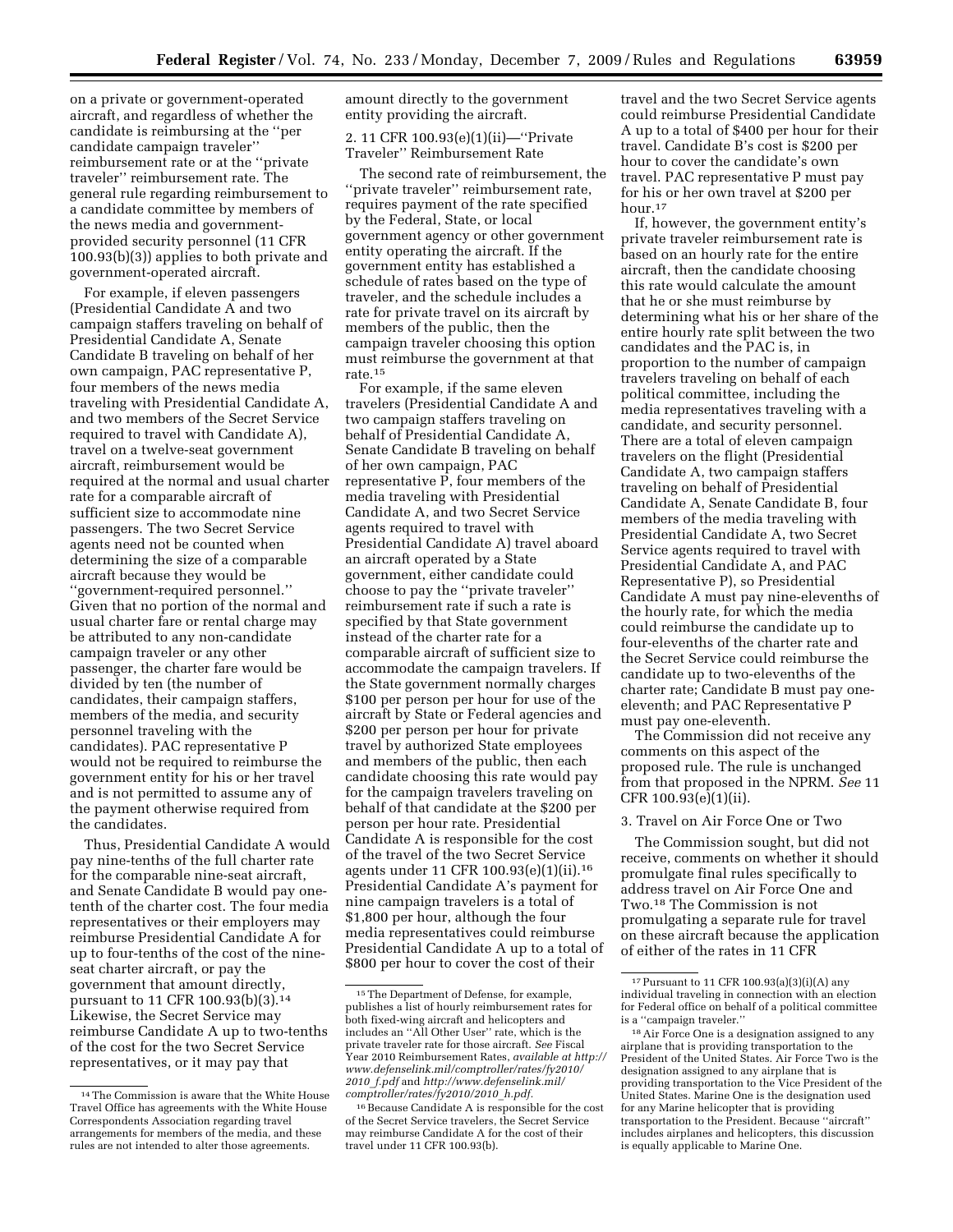on a private or government-operated aircraft, and regardless of whether the candidate is reimbursing at the ''per candidate campaign traveler'' reimbursement rate or at the ''private traveler'' reimbursement rate. The general rule regarding reimbursement to a candidate committee by members of the news media and government-provided security personnel (11 CFR 100.93(b)(3)) applies to both private and government-operated aircraft.

For example, if eleven passengers (Presidential Candidate A and two campaign staffers traveling on behalf of Presidential Candidate A, Senate Candidate B traveling on behalf of her own campaign, PAC representative P, four members of the news media traveling with Presidential Candidate A, and two members of the Secret Service required to travel with Candidate A), travel on a twelve-seat government aircraft, reimbursement would be required at the normal and usual charter rate for a comparable aircraft of sufficient size to accommodate nine passengers. The two Secret Service agents need not be counted when determining the size of a comparable aircraft because they would be ''government-required personnel.'' Given that no portion of the normal and usual charter fare or rental charge may be attributed to any non-candidate campaign traveler or any other passenger, the charter fare would be divided by ten (the number of candidates, their campaign staffers, members of the media, and security personnel traveling with the candidates). PAC representative P would not be required to reimburse the government entity for his or her travel and is not permitted to assume any of the payment otherwise required from the candidates.

Thus, Presidential Candidate A would pay nine-tenths of the full charter rate for the comparable nine-seat aircraft, and Senate Candidate B would pay one-tenth of the charter cost. The four media representatives or their employers may reimburse Presidential Candidate A for up to four-tenths of the cost of the nine-seat charter aircraft, or pay the government that amount directly, pursuant to 11 CFR 100.93(b)(3).[14] Likewise, the Secret Service may reimburse Candidate A up to two-tenths of the cost for the two Secret Service representatives, or it may pay that amount directly to the government entity providing the aircraft.

2. 11 CFR 100.93(e)(1)(ii)—''Private Traveler'' Reimbursement Rate

The second rate of reimbursement, the ''private traveler'' reimbursement rate, requires payment of the rate specified by the Federal, State, or local government agency or other government entity operating the aircraft. If the government entity has established a schedule of rates based on the type of traveler, and the schedule includes a rate for private travel on its aircraft by members of the public, then the campaign traveler choosing this option must reimburse the government at that rate.[15]

For example, if the same eleven travelers (Presidential Candidate A and two campaign staffers traveling on behalf of Presidential Candidate A, Senate Candidate B traveling on behalf of her own campaign, PAC representative P, four members of the media traveling with Presidential Candidate A, and two Secret Service agents required to travel with Presidential Candidate A) travel aboard an aircraft operated by a State government, either candidate could choose to pay the ''private traveler'' reimbursement rate if such a rate is specified by that State government instead of the charter rate for a comparable aircraft of sufficient size to accommodate the campaign travelers. If the State government normally charges $100 per person per hour for use of the aircraft by State or Federal agencies and $200 per person per hour for private travel by authorized State employees and members of the public, then each candidate choosing this rate would pay for the campaign travelers traveling on behalf of that candidate at the $200 per person per hour rate. Presidential Candidate A is responsible for the cost of the travel of the two Secret Service agents under 11 CFR 100.93(e)(1)(ii).[16] Presidential Candidate A's payment for nine campaign travelers is a total of $1,800 per hour, although the four media representatives could reimburse Presidential Candidate A up to a total of $800 per hour to cover the cost of their travel and the two Secret Service agents could reimburse Presidential Candidate A up to a total of $400 per hour for their travel. Candidate B's cost is $200 per hour to cover the candidate's own travel. PAC representative P must pay for his or her own travel at $200 per hour.[17]

If, however, the government entity's private traveler reimbursement rate is based on an hourly rate for the entire aircraft, then the candidate choosing this rate would calculate the amount that he or she must reimburse by determining what his or her share of the entire hourly rate split between the two candidates and the PAC is, in proportion to the number of campaign travelers traveling on behalf of each political committee, including the media representatives traveling with a candidate, and security personnel. There are a total of eleven campaign travelers on the flight (Presidential Candidate A, two campaign staffers traveling on behalf of Presidential Candidate A, Senate Candidate B, four members of the media traveling with Presidential Candidate A, two Secret Service agents required to travel with Presidential Candidate A, and PAC Representative P), so Presidential Candidate A must pay nine-elevenths of the hourly rate, for which the media could reimburse the candidate up to four-elevenths of the charter rate and the Secret Service could reimburse the candidate up to two-elevenths of the charter rate; Candidate B must pay one-eleventh; and PAC Representative P must pay one-eleventh.

The Commission did not receive any comments on this aspect of the proposed rule. The rule is unchanged from that proposed in the NPRM. *See* 11 CFR 100.93(e)(1)(ii).

3. Travel on Air Force One or Two

The Commission sought, but did not receive, comments on whether it should promulgate final rules specifically to address travel on Air Force One and Two.[18] The Commission is not promulgating a separate rule for travel on these aircraft because the application of either of the rates in 11 CFR

---

[14] The Commission is aware that the White House Travel Office has agreements with the White House Correspondents Association regarding travel arrangements for members of the media, and these rules are not intended to alter those agreements.

[15] The Department of Defense, for example, publishes a list of hourly reimbursement rates for both fixed-wing aircraft and helicopters and includes an ''All Other User'' rate, which is the private traveler rate for those aircraft. *See* Fiscal Year 2010 Reimbursement Rates, *available at http://www.defenselink.mil/comptroller/rates/fy2010/2010_f.pdf* and *http://www.defenselink.mil/comptroller/rates/fy2010/2010_h.pdf*.

[16] Because Candidate A is responsible for the cost of the Secret Service travelers, the Secret Service may reimburse Candidate A for the cost of their travel under 11 CFR 100.93(b).

[17] Pursuant to 11 CFR 100.93(a)(3)(i)(A) any individual traveling in connection with an election for Federal office on behalf of a political committee is a ''campaign traveler.''

[18] Air Force One is a designation assigned to any airplane that is providing transportation to the President of the United States. Air Force Two is the designation assigned to any airplane that is providing transportation to the Vice President of the United States. Marine One is the designation used for any Marine helicopter that is providing transportation to the President. Because ''aircraft'' includes airplanes and helicopters, this discussion is equally applicable to Marine One.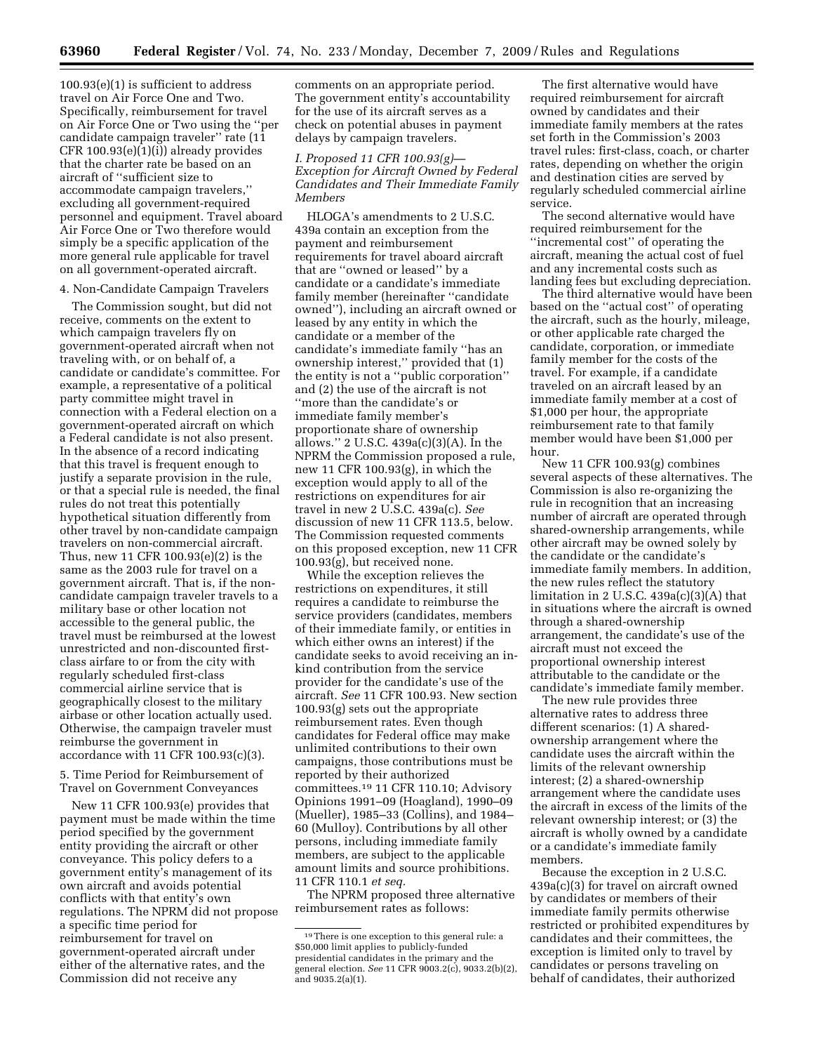100.93(e)(1) is sufficient to address travel on Air Force One and Two. Specifically, reimbursement for travel on Air Force One or Two using the ''per candidate campaign traveler'' rate (11 CFR 100.93(e)(1)(i)) already provides that the charter rate be based on an aircraft of ''sufficient size to accommodate campaign travelers,'' excluding all government-required personnel and equipment. Travel aboard Air Force One or Two therefore would simply be a specific application of the more general rule applicable for travel on all government-operated aircraft.

4. Non-Candidate Campaign Travelers

The Commission sought, but did not receive, comments on the extent to which campaign travelers fly on government-operated aircraft when not traveling with, or on behalf of, a candidate or candidate's committee. For example, a representative of a political party committee might travel in connection with a Federal election on a government-operated aircraft on which a Federal candidate is not also present. In the absence of a record indicating that this travel is frequent enough to justify a separate provision in the rule, or that a special rule is needed, the final rules do not treat this potentially hypothetical situation differently from other travel by non-candidate campaign travelers on non-commercial aircraft. Thus, new 11 CFR 100.93(e)(2) is the same as the 2003 rule for travel on a government aircraft. That is, if the non-candidate campaign traveler travels to a military base or other location not accessible to the general public, the travel must be reimbursed at the lowest unrestricted and non-discounted first-class airfare to or from the city with regularly scheduled first-class commercial airline service that is geographically closest to the military airbase or other location actually used. Otherwise, the campaign traveler must reimburse the government in accordance with 11 CFR 100.93(c)(3).

5. Time Period for Reimbursement of Travel on Government Conveyances

New 11 CFR 100.93(e) provides that payment must be made within the time period specified by the government entity providing the aircraft or other conveyance. This policy defers to a government entity's management of its own aircraft and avoids potential conflicts with that entity's own regulations. The NPRM did not propose a specific time period for reimbursement for travel on government-operated aircraft under either of the alternative rates, and the Commission did not receive any comments on an appropriate period. The government entity's accountability for the use of its aircraft serves as a check on potential abuses in payment delays by campaign travelers.

*I. Proposed 11 CFR 100.93(g)—Exception for Aircraft Owned by Federal Candidates and Their Immediate Family Members*

HLOGA's amendments to 2 U.S.C. 439a contain an exception from the payment and reimbursement requirements for travel aboard aircraft that are ''owned or leased'' by a candidate or a candidate's immediate family member (hereinafter ''candidate owned''), including an aircraft owned or leased by any entity in which the candidate or a member of the candidate's immediate family ''has an ownership interest,'' provided that (1) the entity is not a ''public corporation'' and (2) the use of the aircraft is not ''more than the candidate's or immediate family member's proportionate share of ownership allows.'' 2 U.S.C. 439a(c)(3)(A). In the NPRM the Commission proposed a rule, new 11 CFR 100.93(g), in which the exception would apply to all of the restrictions on expenditures for air travel in new 2 U.S.C. 439a(c). *See* discussion of new 11 CFR 113.5, below. The Commission requested comments on this proposed exception, new 11 CFR 100.93(g), but received none.

While the exception relieves the restrictions on expenditures, it still requires a candidate to reimburse the service providers (candidates, members of their immediate family, or entities in which either owns an interest) if the candidate seeks to avoid receiving an in-kind contribution from the service provider for the candidate's use of the aircraft. *See* 11 CFR 100.93. New section 100.93(g) sets out the appropriate reimbursement rates. Even though candidates for Federal office may make unlimited contributions to their own campaigns, those contributions must be reported by their authorized committees.[19] 11 CFR 110.10; Advisory Opinions 1991–09 (Hoagland), 1990–09 (Mueller), 1985–33 (Collins), and 1984–60 (Mulloy). Contributions by all other persons, including immediate family members, are subject to the applicable amount limits and source prohibitions. 11 CFR 110.1 *et seq.*

The NPRM proposed three alternative reimbursement rates as follows:

The first alternative would have required reimbursement for aircraft owned by candidates and their immediate family members at the rates set forth in the Commission's 2003 travel rules: first-class, coach, or charter rates, depending on whether the origin and destination cities are served by regularly scheduled commercial airline service.

The second alternative would have required reimbursement for the ''incremental cost'' of operating the aircraft, meaning the actual cost of fuel and any incremental costs such as landing fees but excluding depreciation.

The third alternative would have been based on the ''actual cost'' of operating the aircraft, such as the hourly, mileage, or other applicable rate charged the candidate, corporation, or immediate family member for the costs of the travel. For example, if a candidate traveled on an aircraft leased by an immediate family member at a cost of $1,000 per hour, the appropriate reimbursement rate to that family member would have been $1,000 per hour.

New 11 CFR 100.93(g) combines several aspects of these alternatives. The Commission is also re-organizing the rule in recognition that an increasing number of aircraft are operated through shared-ownership arrangements, while other aircraft may be owned solely by the candidate or the candidate's immediate family members. In addition, the new rules reflect the statutory limitation in 2 U.S.C. 439a(c)(3)(A) that in situations where the aircraft is owned through a shared-ownership arrangement, the candidate's use of the aircraft must not exceed the proportional ownership interest attributable to the candidate or the candidate's immediate family member.

The new rule provides three alternative rates to address three different scenarios: (1) A shared-ownership arrangement where the candidate uses the aircraft within the limits of the relevant ownership interest; (2) a shared-ownership arrangement where the candidate uses the aircraft in excess of the limits of the relevant ownership interest; or (3) the aircraft is wholly owned by a candidate or a candidate's immediate family members.

Because the exception in 2 U.S.C. 439a(c)(3) for travel on aircraft owned by candidates or members of their immediate family permits otherwise restricted or prohibited expenditures by candidates and their committees, the exception is limited only to travel by candidates or persons traveling on behalf of candidates, their authorized

---

[19] There is one exception to this general rule: a $50,000 limit applies to publicly-funded presidential candidates in the primary and the general election. *See* 11 CFR 9003.2(c), 9033.2(b)(2), and 9035.2(a)(1).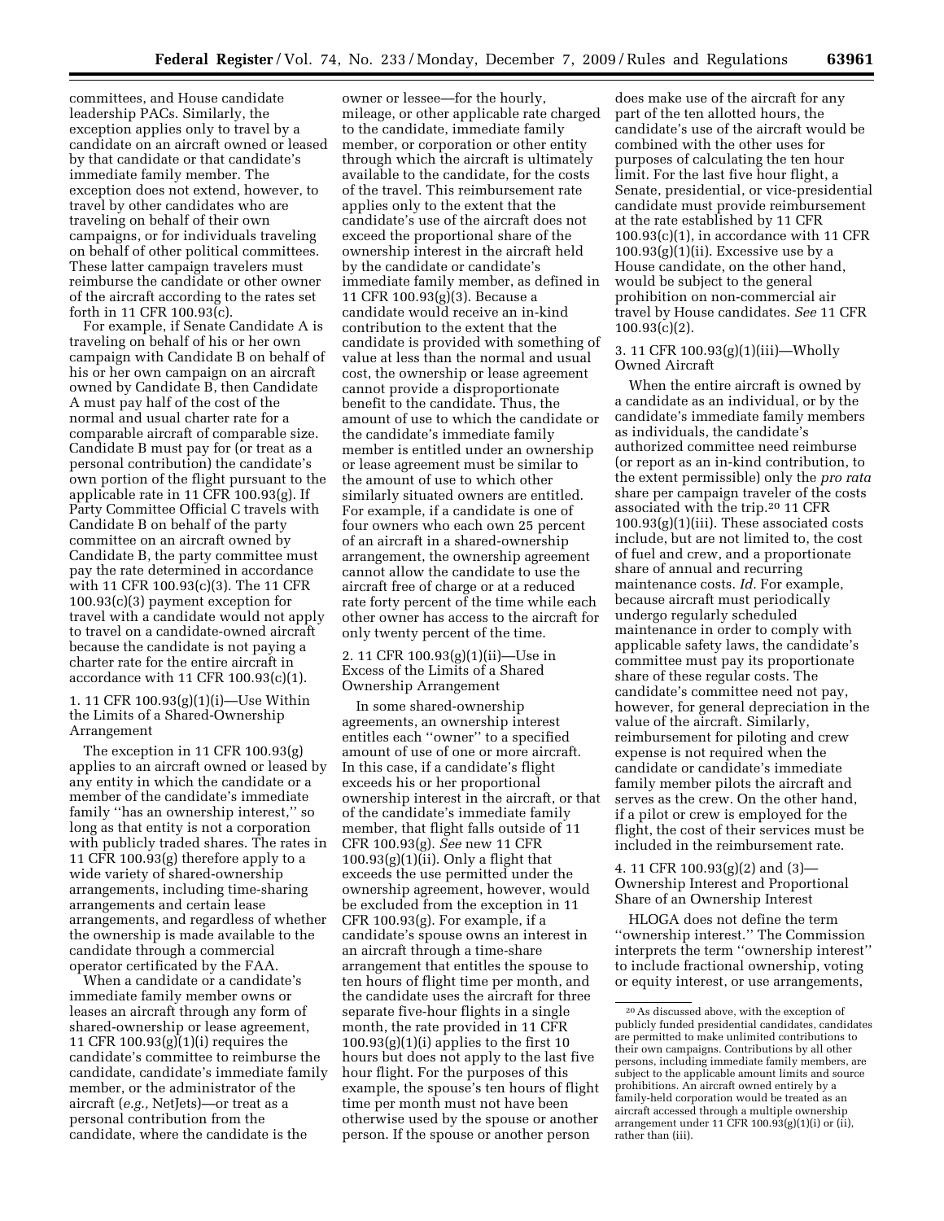committees, and House candidate leadership PACs. Similarly, the exception applies only to travel by a candidate on an aircraft owned or leased by that candidate or that candidate's immediate family member. The exception does not extend, however, to travel by other candidates who are traveling on behalf of their own campaigns, or for individuals traveling on behalf of other political committees. These latter campaign travelers must reimburse the candidate or other owner of the aircraft according to the rates set forth in 11 CFR 100.93(c).

For example, if Senate Candidate A is traveling on behalf of his or her own campaign with Candidate B on behalf of his or her own campaign on an aircraft owned by Candidate B, then Candidate A must pay half of the cost of the normal and usual charter rate for a comparable aircraft of comparable size. Candidate B must pay for (or treat as a personal contribution) the candidate's own portion of the flight pursuant to the applicable rate in 11 CFR 100.93(g). If Party Committee Official C travels with Candidate B on behalf of the party committee on an aircraft owned by Candidate B, the party committee must pay the rate determined in accordance with 11 CFR 100.93(c)(3). The 11 CFR 100.93(c)(3) payment exception for travel with a candidate would not apply to travel on a candidate-owned aircraft because the candidate is not paying a charter rate for the entire aircraft in accordance with 11 CFR 100.93(c)(1).

### 1. 11 CFR 100.93(g)(1)(i)—Use Within the Limits of a Shared-Ownership Arrangement

The exception in 11 CFR 100.93(g) applies to an aircraft owned or leased by any entity in which the candidate or a member of the candidate's immediate family "has an ownership interest," so long as that entity is not a corporation with publicly traded shares. The rates in 11 CFR 100.93(g) therefore apply to a wide variety of shared-ownership arrangements, including time-sharing arrangements and certain lease arrangements, and regardless of whether the ownership is made available to the candidate through a commercial operator certificated by the FAA.

When a candidate or a candidate's immediate family member owns or leases an aircraft through any form of shared-ownership or lease agreement, 11 CFR 100.93(g)(1)(i) requires the candidate's committee to reimburse the candidate, candidate's immediate family member, or the administrator of the aircraft (*e.g.,* NetJets)—or treat as a personal contribution from the candidate, where the candidate is the owner or lessee—for the hourly, mileage, or other applicable rate charged to the candidate, immediate family member, or corporation or other entity through which the aircraft is ultimately available to the candidate, for the costs of the travel. This reimbursement rate applies only to the extent that the candidate's use of the aircraft does not exceed the proportional share of the ownership interest in the aircraft held by the candidate or candidate's immediate family member, as defined in 11 CFR 100.93(g)(3). Because a candidate would receive an in-kind contribution to the extent that the candidate is provided with something of value at less than the normal and usual cost, the ownership or lease agreement cannot provide a disproportionate benefit to the candidate. Thus, the amount of use to which the candidate or the candidate's immediate family member is entitled under an ownership or lease agreement must be similar to the amount of use to which other similarly situated owners are entitled. For example, if a candidate is one of four owners who each own 25 percent of an aircraft in a shared-ownership arrangement, the ownership agreement cannot allow the candidate to use the aircraft free of charge or at a reduced rate forty percent of the time while each other owner has access to the aircraft for only twenty percent of the time.

### 2. 11 CFR 100.93(g)(1)(ii)—Use in Excess of the Limits of a Shared Ownership Arrangement

In some shared-ownership agreements, an ownership interest entitles each "owner" to a specified amount of use of one or more aircraft. In this case, if a candidate's flight exceeds his or her proportional ownership interest in the aircraft, or that of the candidate's immediate family member, that flight falls outside of 11 CFR 100.93(g). *See* new 11 CFR 100.93(g)(1)(ii). Only a flight that exceeds the use permitted under the ownership agreement, however, would be excluded from the exception in 11 CFR 100.93(g). For example, if a candidate's spouse owns an interest in an aircraft through a time-share arrangement that entitles the spouse to ten hours of flight time per month, and the candidate uses the aircraft for three separate five-hour flights in a single month, the rate provided in 11 CFR 100.93(g)(1)(i) applies to the first 10 hours but does not apply to the last five hour flight. For the purposes of this example, the spouse's ten hours of flight time per month must not have been otherwise used by the spouse or another person. If the spouse or another person does make use of the aircraft for any part of the ten allotted hours, the candidate's use of the aircraft would be combined with the other uses for purposes of calculating the ten hour limit. For the last five hour flight, a Senate, presidential, or vice-presidential candidate must provide reimbursement at the rate established by 11 CFR 100.93(c)(1), in accordance with 11 CFR 100.93(g)(1)(ii). Excessive use by a House candidate, on the other hand, would be subject to the general prohibition on non-commercial air travel by House candidates. *See* 11 CFR 100.93(c)(2).

### 3. 11 CFR 100.93(g)(1)(iii)—Wholly Owned Aircraft

When the entire aircraft is owned by a candidate as an individual, or by the candidate's immediate family members as individuals, the candidate's authorized committee need reimburse (or report as an in-kind contribution, to the extent permissible) only the *pro rata* share per campaign traveler of the costs associated with the trip.[20] 11 CFR 100.93(g)(1)(iii). These associated costs include, but are not limited to, the cost of fuel and crew, and a proportionate share of annual and recurring maintenance costs. *Id.* For example, because aircraft must periodically undergo regularly scheduled maintenance in order to comply with applicable safety laws, the candidate's committee must pay its proportionate share of these regular costs. The candidate's committee need not pay, however, for general depreciation in the value of the aircraft. Similarly, reimbursement for piloting and crew expense is not required when the candidate or candidate's immediate family member pilots the aircraft and serves as the crew. On the other hand, if a pilot or crew is employed for the flight, the cost of their services must be included in the reimbursement rate.

### 4. 11 CFR 100.93(g)(2) and (3)—Ownership Interest and Proportional Share of an Ownership Interest

HLOGA does not define the term "ownership interest." The Commission interprets the term "ownership interest" to include fractional ownership, voting or equity interest, or use arrangements,

[20] As discussed above, with the exception of publicly funded presidential candidates, candidates are permitted to make unlimited contributions to their own campaigns. Contributions by all other persons, including immediate family members, are subject to the applicable amount limits and source prohibitions. An aircraft owned entirely by a family-held corporation would be treated as an aircraft accessed through a multiple ownership arrangement under 11 CFR 100.93(g)(1)(i) or (ii), rather than (iii).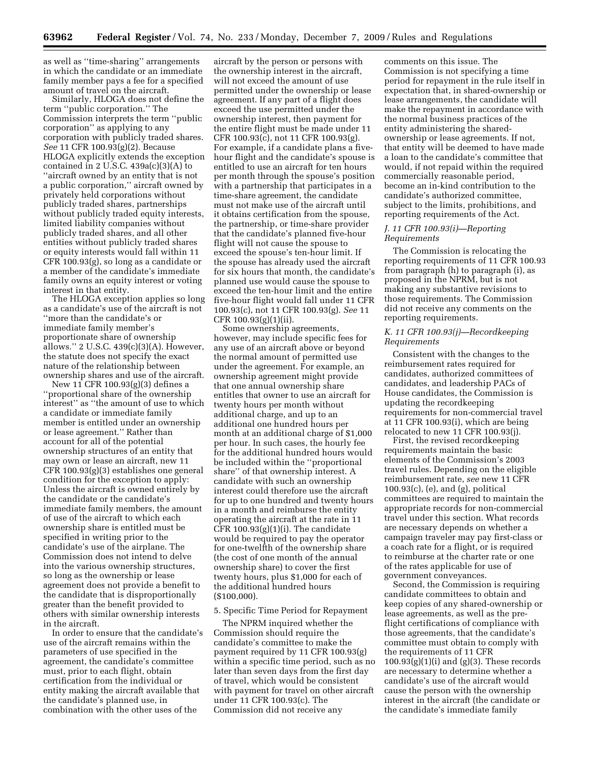as well as ''time-sharing'' arrangements in which the candidate or an immediate family member pays a fee for a specified amount of travel on the aircraft.

Similarly, HLOGA does not define the term ''public corporation.'' The Commission interprets the term ''public corporation'' as applying to any corporation with publicly traded shares. *See* 11 CFR 100.93(g)(2). Because HLOGA explicitly extends the exception contained in 2 U.S.C. 439a(c)(3)(A) to ''aircraft owned by an entity that is not a public corporation,'' aircraft owned by privately held corporations without publicly traded shares, partnerships without publicly traded equity interests, limited liability companies without publicly traded shares, and all other entities without publicly traded shares or equity interests would fall within 11 CFR 100.93(g), so long as a candidate or a member of the candidate's immediate family owns an equity interest or voting interest in that entity.

The HLOGA exception applies so long as a candidate's use of the aircraft is not ''more than the candidate's or immediate family member's proportionate share of ownership allows.'' 2 U.S.C. 439(c)(3)(A). However, the statute does not specify the exact nature of the relationship between ownership shares and use of the aircraft.

New 11 CFR 100.93(g)(3) defines a ''proportional share of the ownership interest'' as ''the amount of use to which a candidate or immediate family member is entitled under an ownership or lease agreement.'' Rather than account for all of the potential ownership structures of an entity that may own or lease an aircraft, new 11 CFR 100.93(g)(3) establishes one general condition for the exception to apply: Unless the aircraft is owned entirely by the candidate or the candidate's immediate family members, the amount of use of the aircraft to which each ownership share is entitled must be specified in writing prior to the candidate's use of the airplane. The Commission does not intend to delve into the various ownership structures, so long as the ownership or lease agreement does not provide a benefit to the candidate that is disproportionally greater than the benefit provided to others with similar ownership interests in the aircraft.

In order to ensure that the candidate's use of the aircraft remains within the parameters of use specified in the agreement, the candidate's committee must, prior to each flight, obtain certification from the individual or entity making the aircraft available that the candidate's planned use, in combination with the other uses of the aircraft by the person or persons with the ownership interest in the aircraft, will not exceed the amount of use permitted under the ownership or lease agreement. If any part of a flight does exceed the use permitted under the ownership interest, then payment for the entire flight must be made under 11 CFR 100.93(c), not 11 CFR 100.93(g). For example, if a candidate plans a five-hour flight and the candidate's spouse is entitled to use an aircraft for ten hours per month through the spouse's position with a partnership that participates in a time-share agreement, the candidate must not make use of the aircraft until it obtains certification from the spouse, the partnership, or time-share provider that the candidate's planned five-hour flight will not cause the spouse to exceed the spouse's ten-hour limit. If the spouse has already used the aircraft for six hours that month, the candidate's planned use would cause the spouse to exceed the ten-hour limit and the entire five-hour flight would fall under 11 CFR 100.93(c), not 11 CFR 100.93(g). *See* 11 CFR 100.93(g)(1)(ii).

Some ownership agreements, however, may include specific fees for any use of an aircraft above or beyond the normal amount of permitted use under the agreement. For example, an ownership agreement might provide that one annual ownership share entitles that owner to use an aircraft for twenty hours per month without additional charge, and up to an additional one hundred hours per month at an additional charge of $1,000 per hour. In such cases, the hourly fee for the additional hundred hours would be included within the ''proportional share'' of that ownership interest. A candidate with such an ownership interest could therefore use the aircraft for up to one hundred and twenty hours in a month and reimburse the entity operating the aircraft at the rate in 11 CFR 100.93(g)(1)(i). The candidate would be required to pay the operator for one-twelfth of the ownership share (the cost of one month of the annual ownership share) to cover the first twenty hours, plus $1,000 for each of the additional hundred hours ($100,000).

5. Specific Time Period for Repayment

The NPRM inquired whether the Commission should require the candidate's committee to make the payment required by 11 CFR 100.93(g) within a specific time period, such as no later than seven days from the first day of travel, which would be consistent with payment for travel on other aircraft under 11 CFR 100.93(c). The Commission did not receive any comments on this issue. The Commission is not specifying a time period for repayment in the rule itself in expectation that, in shared-ownership or lease arrangements, the candidate will make the repayment in accordance with the normal business practices of the entity administering the shared-ownership or lease agreements. If not, that entity will be deemed to have made a loan to the candidate's committee that would, if not repaid within the required commercially reasonable period, become an in-kind contribution to the candidate's authorized committee, subject to the limits, prohibitions, and reporting requirements of the Act.

### *J. 11 CFR 100.93(i)—Reporting Requirements*

The Commission is relocating the reporting requirements of 11 CFR 100.93 from paragraph (h) to paragraph (i), as proposed in the NPRM, but is not making any substantive revisions to those requirements. The Commission did not receive any comments on the reporting requirements.

### *K. 11 CFR 100.93(j)—Recordkeeping Requirements*

Consistent with the changes to the reimbursement rates required for candidates, authorized committees of candidates, and leadership PACs of House candidates, the Commission is updating the recordkeeping requirements for non-commercial travel at 11 CFR 100.93(i), which are being relocated to new 11 CFR 100.93(j).

First, the revised recordkeeping requirements maintain the basic elements of the Commission's 2003 travel rules. Depending on the eligible reimbursement rate, *see* new 11 CFR 100.93(c), (e), and (g), political committees are required to maintain the appropriate records for non-commercial travel under this section. What records are necessary depends on whether a campaign traveler may pay first-class or a coach rate for a flight, or is required to reimburse at the charter rate or one of the rates applicable for use of government conveyances.

Second, the Commission is requiring candidate committees to obtain and keep copies of any shared-ownership or lease agreements, as well as the pre-flight certifications of compliance with those agreements, that the candidate's committee must obtain to comply with the requirements of 11 CFR 100.93(g)(1)(i) and (g)(3). These records are necessary to determine whether a candidate's use of the aircraft would cause the person with the ownership interest in the aircraft (the candidate or the candidate's immediate family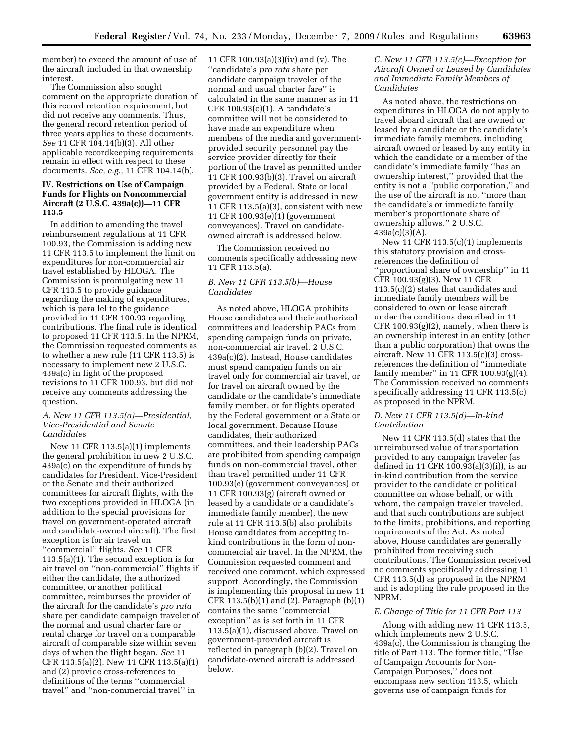member) to exceed the amount of use of the aircraft included in that ownership interest.

The Commission also sought comment on the appropriate duration of this record retention requirement, but did not receive any comments. Thus, the general record retention period of three years applies to these documents. *See* 11 CFR 104.14(b)(3). All other applicable recordkeeping requirements remain in effect with respect to these documents. *See, e.g.,* 11 CFR 104.14(b).

## IV. Restrictions on Use of Campaign Funds for Flights on Noncommercial Aircraft (2 U.S.C. 439a(c))—11 CFR 113.5

In addition to amending the travel reimbursement regulations at 11 CFR 100.93, the Commission is adding new 11 CFR 113.5 to implement the limit on expenditures for non-commercial air travel established by HLOGA. The Commission is promulgating new 11 CFR 113.5 to provide guidance regarding the making of expenditures, which is parallel to the guidance provided in 11 CFR 100.93 regarding contributions. The final rule is identical to proposed 11 CFR 113.5. In the NPRM, the Commission requested comments as to whether a new rule (11 CFR 113.5) is necessary to implement new 2 U.S.C. 439a(c) in light of the proposed revisions to 11 CFR 100.93, but did not receive any comments addressing the question.

### A. New 11 CFR 113.5(a)—Presidential, Vice-Presidential and Senate Candidates

New 11 CFR 113.5(a)(1) implements the general prohibition in new 2 U.S.C. 439a(c) on the expenditure of funds by candidates for President, Vice-President or the Senate and their authorized committees for aircraft flights, with the two exceptions provided in HLOGA (in addition to the special provisions for travel on government-operated aircraft and candidate-owned aircraft). The first exception is for air travel on ''commercial'' flights. *See* 11 CFR 113.5(a)(1). The second exception is for air travel on ''non-commercial'' flights if either the candidate, the authorized committee, or another political committee, reimburses the provider of the aircraft for the candidate's *pro rata* share per candidate campaign traveler of the normal and usual charter fare or rental charge for travel on a comparable aircraft of comparable size within seven days of when the flight began. *See* 11 CFR 113.5(a)(2). New 11 CFR 113.5(a)(1) and (2) provide cross-references to definitions of the terms ''commercial travel'' and ''non-commercial travel'' in 11 CFR 100.93(a)(3)(iv) and (v). The ''candidate's *pro rata* share per candidate campaign traveler of the normal and usual charter fare'' is calculated in the same manner as in 11 CFR 100.93(c)(1). A candidate's committee will not be considered to have made an expenditure when members of the media and government-provided security personnel pay the service provider directly for their portion of the travel as permitted under 11 CFR 100.93(b)(3). Travel on aircraft provided by a Federal, State or local government entity is addressed in new 11 CFR 113.5(a)(3), consistent with new 11 CFR 100.93(e)(1) (government conveyances). Travel on candidate-owned aircraft is addressed below.

The Commission received no comments specifically addressing new 11 CFR 113.5(a).

### B. New 11 CFR 113.5(b)—House Candidates

As noted above, HLOGA prohibits House candidates and their authorized committees and leadership PACs from spending campaign funds on private, non-commercial air travel. 2 U.S.C. 439a(c)(2). Instead, House candidates must spend campaign funds on air travel only for commercial air travel, or for travel on aircraft owned by the candidate or the candidate's immediate family member, or for flights operated by the Federal government or a State or local government. Because House candidates, their authorized committees, and their leadership PACs are prohibited from spending campaign funds on non-commercial travel, other than travel permitted under 11 CFR 100.93(e) (government conveyances) or 11 CFR 100.93(g) (aircraft owned or leased by a candidate or a candidate's immediate family member), the new rule at 11 CFR 113.5(b) also prohibits House candidates from accepting in-kind contributions in the form of non-commercial air travel. In the NPRM, the Commission requested comment and received one comment, which expressed support. Accordingly, the Commission is implementing this proposal in new 11 CFR 113.5(b)(1) and (2). Paragraph (b)(1) contains the same ''commercial exception'' as is set forth in 11 CFR 113.5(a)(1), discussed above. Travel on government-provided aircraft is reflected in paragraph (b)(2). Travel on candidate-owned aircraft is addressed below.

### C. New 11 CFR 113.5(c)—Exception for Aircraft Owned or Leased by Candidates and Immediate Family Members of Candidates

As noted above, the restrictions on expenditures in HLOGA do not apply to travel aboard aircraft that are owned or leased by a candidate or the candidate's immediate family members, including aircraft owned or leased by any entity in which the candidate or a member of the candidate's immediate family ''has an ownership interest,'' provided that the entity is not a ''public corporation,'' and the use of the aircraft is not ''more than the candidate's or immediate family member's proportionate share of ownership allows.'' 2 U.S.C. 439a(c)(3)(A).

New 11 CFR 113.5(c)(1) implements this statutory provision and cross-references the definition of ''proportional share of ownership'' in 11 CFR 100.93(g)(3). New 11 CFR 113.5(c)(2) states that candidates and immediate family members will be considered to own or lease aircraft under the conditions described in 11 CFR 100.93(g)(2), namely, when there is an ownership interest in an entity (other than a public corporation) that owns the aircraft. New 11 CFR 113.5(c)(3) cross-references the definition of ''immediate family member'' in 11 CFR 100.93(g)(4). The Commission received no comments specifically addressing 11 CFR 113.5(c) as proposed in the NPRM.

### D. New 11 CFR 113.5(d)—In-kind Contribution

New 11 CFR 113.5(d) states that the unreimbursed value of transportation provided to any campaign traveler (as defined in 11 CFR 100.93(a)(3)(i)), is an in-kind contribution from the service provider to the candidate or political committee on whose behalf, or with whom, the campaign traveler traveled, and that such contributions are subject to the limits, prohibitions, and reporting requirements of the Act. As noted above, House candidates are generally prohibited from receiving such contributions. The Commission received no comments specifically addressing 11 CFR 113.5(d) as proposed in the NPRM and is adopting the rule proposed in the NPRM.

### E. Change of Title for 11 CFR Part 113

Along with adding new 11 CFR 113.5, which implements new 2 U.S.C. 439a(c), the Commission is changing the title of Part 113. The former title, ''Use of Campaign Accounts for Non-Campaign Purposes,'' does not encompass new section 113.5, which governs use of campaign funds for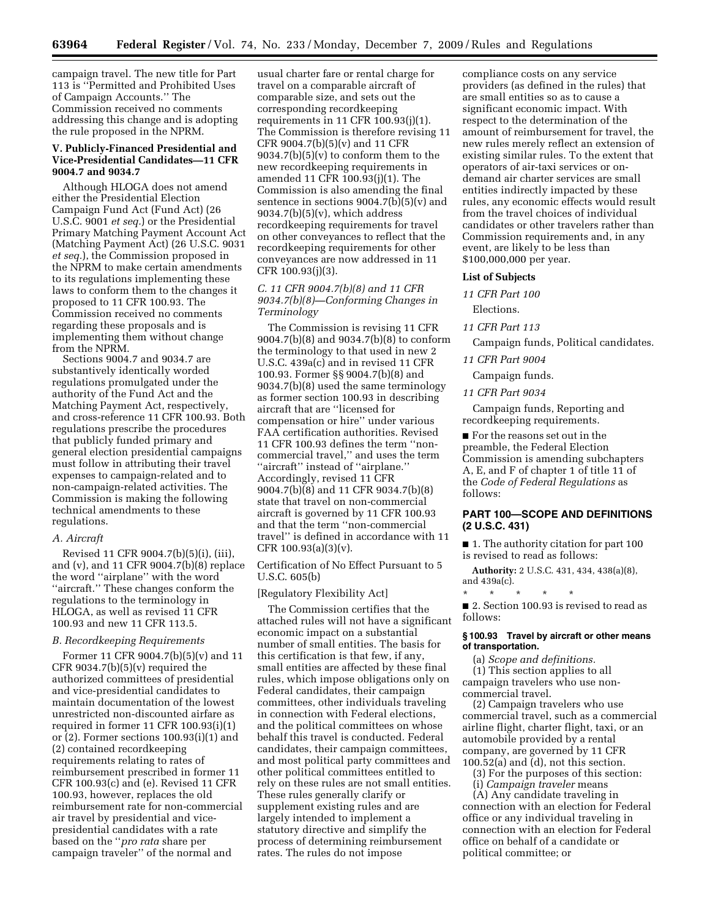campaign travel. The new title for Part 113 is ''Permitted and Prohibited Uses of Campaign Accounts.'' The Commission received no comments addressing this change and is adopting the rule proposed in the NPRM.

### V. Publicly-Financed Presidential and Vice-Presidential Candidates—11 CFR 9004.7 and 9034.7

Although HLOGA does not amend either the Presidential Election Campaign Fund Act (Fund Act) (26 U.S.C. 9001 *et seq.*) or the Presidential Primary Matching Payment Account Act (Matching Payment Act) (26 U.S.C. 9031 *et seq.*), the Commission proposed in the NPRM to make certain amendments to its regulations implementing these laws to conform them to the changes it proposed to 11 CFR 100.93. The Commission received no comments regarding these proposals and is implementing them without change from the NPRM.

Sections 9004.7 and 9034.7 are substantively identically worded regulations promulgated under the authority of the Fund Act and the Matching Payment Act, respectively, and cross-reference 11 CFR 100.93. Both regulations prescribe the procedures that publicly funded primary and general election presidential campaigns must follow in attributing their travel expenses to campaign-related and to non-campaign-related activities. The Commission is making the following technical amendments to these regulations.

#### *A. Aircraft*

Revised 11 CFR 9004.7(b)(5)(i), (iii), and (v), and 11 CFR 9004.7(b)(8) replace the word ''airplane'' with the word ''aircraft.'' These changes conform the regulations to the terminology in HLOGA, as well as revised 11 CFR 100.93 and new 11 CFR 113.5.

#### *B. Recordkeeping Requirements*

Former 11 CFR 9004.7(b)(5)(v) and 11 CFR 9034.7(b)(5)(v) required the authorized committees of presidential and vice-presidential candidates to maintain documentation of the lowest unrestricted non-discounted airfare as required in former 11 CFR 100.93(i)(1) or (2). Former sections 100.93(i)(1) and (2) contained recordkeeping requirements relating to rates of reimbursement prescribed in former 11 CFR 100.93(c) and (e). Revised 11 CFR 100.93, however, replaces the old reimbursement rate for non-commercial air travel by presidential and vice-presidential candidates with a rate based on the ''*pro rata* share per campaign traveler'' of the normal and usual charter fare or rental charge for travel on a comparable aircraft of comparable size, and sets out the corresponding recordkeeping requirements in 11 CFR 100.93(j)(1). The Commission is therefore revising 11 CFR 9004.7(b)(5)(v) and 11 CFR 9034.7(b)(5)(v) to conform them to the new recordkeeping requirements in amended 11 CFR 100.93(j)(1). The Commission is also amending the final sentence in sections 9004.7(b)(5)(v) and 9034.7(b)(5)(v), which address recordkeeping requirements for travel on other conveyances to reflect that the recordkeeping requirements for other conveyances are now addressed in 11 CFR 100.93(j)(3).

#### *C. 11 CFR 9004.7(b)(8) and 11 CFR 9034.7(b)(8)—Conforming Changes in Terminology*

The Commission is revising 11 CFR 9004.7(b)(8) and 9034.7(b)(8) to conform the terminology to that used in new 2 U.S.C. 439a(c) and in revised 11 CFR 100.93. Former §§ 9004.7(b)(8) and 9034.7(b)(8) used the same terminology as former section 100.93 in describing aircraft that are ''licensed for compensation or hire'' under various FAA certification authorities. Revised 11 CFR 100.93 defines the term ''non-commercial travel,'' and uses the term ''aircraft'' instead of ''airplane.'' Accordingly, revised 11 CFR 9004.7(b)(8) and 11 CFR 9034.7(b)(8) state that travel on non-commercial aircraft is governed by 11 CFR 100.93 and that the term ''non-commercial travel'' is defined in accordance with 11 CFR 100.93(a)(3)(v).

Certification of No Effect Pursuant to 5 U.S.C. 605(b)

[Regulatory Flexibility Act]

The Commission certifies that the attached rules will not have a significant economic impact on a substantial number of small entities. The basis for this certification is that few, if any, small entities are affected by these final rules, which impose obligations only on Federal candidates, their campaign committees, other individuals traveling in connection with Federal elections, and the political committees on whose behalf this travel is conducted. Federal candidates, their campaign committees, and most political party committees and other political committees entitled to rely on these rules are not small entities. These rules generally clarify or supplement existing rules and are largely intended to implement a statutory directive and simplify the process of determining reimbursement rates. The rules do not impose compliance costs on any service providers (as defined in the rules) that are small entities so as to cause a significant economic impact. With respect to the determination of the amount of reimbursement for travel, the new rules merely reflect an extension of existing similar rules. To the extent that operators of air-taxi services or on-demand air charter services are small entities indirectly impacted by these rules, any economic effects would result from the travel choices of individual candidates or other travelers rather than Commission requirements and, in any event, are likely to be less than $100,000,000 per year.

**List of Subjects**

*11 CFR Part 100*

Elections.

*11 CFR Part 113*

Campaign funds, Political candidates.

*11 CFR Part 9004*

Campaign funds.

*11 CFR Part 9034*

Campaign funds, Reporting and recordkeeping requirements.

■ For the reasons set out in the preamble, the Federal Election Commission is amending subchapters A, E, and F of chapter 1 of title 11 of the *Code of Federal Regulations* as follows:

## PART 100—SCOPE AND DEFINITIONS (2 U.S.C. 431)

■ 1. The authority citation for part 100 is revised to read as follows:

**Authority:** 2 U.S.C. 431, 434, 438(a)(8), and 439a(c).

\* \* \* \* \*

■ 2. Section 100.93 is revised to read as follows:

**§ 100.93 Travel by aircraft or other means of transportation.**

(a) *Scope and definitions.*

(1) This section applies to all campaign travelers who use non-commercial travel.

(2) Campaign travelers who use commercial travel, such as a commercial airline flight, charter flight, taxi, or an automobile provided by a rental company, are governed by 11 CFR 100.52(a) and (d), not this section.

(3) For the purposes of this section:

(i) *Campaign traveler* means

(A) Any candidate traveling in connection with an election for Federal office or any individual traveling in connection with an election for Federal office on behalf of a candidate or political committee; or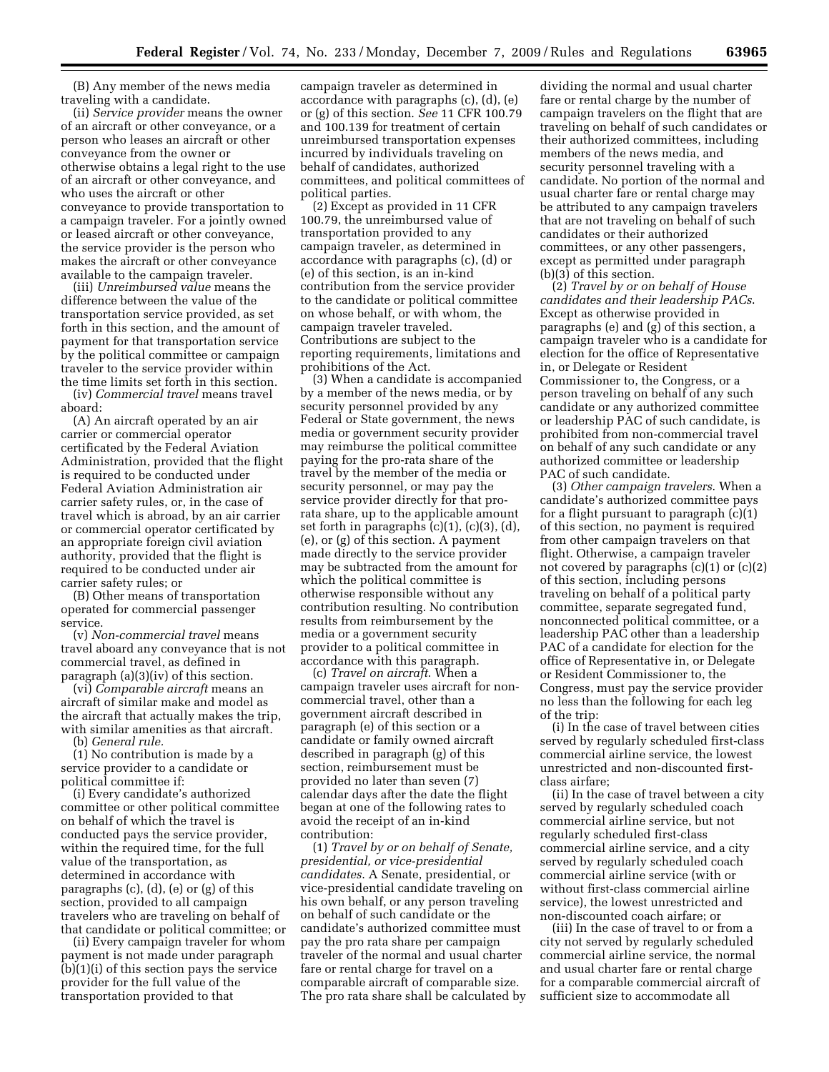(B) Any member of the news media traveling with a candidate.

(ii) *Service provider* means the owner of an aircraft or other conveyance, or a person who leases an aircraft or other conveyance from the owner or otherwise obtains a legal right to the use of an aircraft or other conveyance, and who uses the aircraft or other conveyance to provide transportation to a campaign traveler. For a jointly owned or leased aircraft or other conveyance, the service provider is the person who makes the aircraft or other conveyance available to the campaign traveler.

(iii) *Unreimbursed value* means the difference between the value of the transportation service provided, as set forth in this section, and the amount of payment for that transportation service by the political committee or campaign traveler to the service provider within the time limits set forth in this section.

(iv) *Commercial travel* means travel aboard:

(A) An aircraft operated by an air carrier or commercial operator certificated by the Federal Aviation Administration, provided that the flight is required to be conducted under Federal Aviation Administration air carrier safety rules, or, in the case of travel which is abroad, by an air carrier or commercial operator certificated by an appropriate foreign civil aviation authority, provided that the flight is required to be conducted under air carrier safety rules; or

(B) Other means of transportation operated for commercial passenger service.

(v) *Non-commercial travel* means travel aboard any conveyance that is not commercial travel, as defined in paragraph (a)(3)(iv) of this section.

(vi) *Comparable aircraft* means an aircraft of similar make and model as the aircraft that actually makes the trip, with similar amenities as that aircraft.

(b) *General rule.*

(1) No contribution is made by a service provider to a candidate or political committee if:

(i) Every candidate's authorized committee or other political committee on behalf of which the travel is conducted pays the service provider, within the required time, for the full value of the transportation, as determined in accordance with paragraphs (c), (d), (e) or (g) of this section, provided to all campaign travelers who are traveling on behalf of that candidate or political committee; or

(ii) Every campaign traveler for whom payment is not made under paragraph (b)(1)(i) of this section pays the service provider for the full value of the transportation provided to that campaign traveler as determined in accordance with paragraphs (c), (d), (e) or (g) of this section. *See* 11 CFR 100.79 and 100.139 for treatment of certain unreimbursed transportation expenses incurred by individuals traveling on behalf of candidates, authorized committees, and political committees of political parties.

(2) Except as provided in 11 CFR 100.79, the unreimbursed value of transportation provided to any campaign traveler, as determined in accordance with paragraphs (c), (d) or (e) of this section, is an in-kind contribution from the service provider to the candidate or political committee on whose behalf, or with whom, the campaign traveler traveled. Contributions are subject to the reporting requirements, limitations and prohibitions of the Act.

(3) When a candidate is accompanied by a member of the news media, or by security personnel provided by any Federal or State government, the news media or government security provider may reimburse the political committee paying for the pro-rata share of the travel by the member of the media or security personnel, or may pay the service provider directly for that pro-rata share, up to the applicable amount set forth in paragraphs (c)(1), (c)(3), (d), (e), or (g) of this section. A payment made directly to the service provider may be subtracted from the amount for which the political committee is otherwise responsible without any contribution resulting. No contribution results from reimbursement by the media or a government security provider to a political committee in accordance with this paragraph.

(c) *Travel on aircraft.* When a campaign traveler uses aircraft for non-commercial travel, other than a government aircraft described in paragraph (e) of this section or a candidate or family owned aircraft described in paragraph (g) of this section, reimbursement must be provided no later than seven (7) calendar days after the date the flight began at one of the following rates to avoid the receipt of an in-kind contribution:

(1) *Travel by or on behalf of Senate, presidential, or vice-presidential candidates.* A Senate, presidential, or vice-presidential candidate traveling on his own behalf, or any person traveling on behalf of such candidate or the candidate's authorized committee must pay the pro rata share per campaign traveler of the normal and usual charter fare or rental charge for travel on a comparable aircraft of comparable size. The pro rata share shall be calculated by dividing the normal and usual charter fare or rental charge by the number of campaign travelers on the flight that are traveling on behalf of such candidates or their authorized committees, including members of the news media, and security personnel traveling with a candidate. No portion of the normal and usual charter fare or rental charge may be attributed to any campaign travelers that are not traveling on behalf of such candidates or their authorized committees, or any other passengers, except as permitted under paragraph (b)(3) of this section.

(2) *Travel by or on behalf of House candidates and their leadership PACs.* Except as otherwise provided in paragraphs (e) and (g) of this section, a campaign traveler who is a candidate for election for the office of Representative in, or Delegate or Resident Commissioner to, the Congress, or a person traveling on behalf of any such candidate or any authorized committee or leadership PAC of such candidate, is prohibited from non-commercial travel on behalf of any such candidate or any authorized committee or leadership PAC of such candidate.

(3) *Other campaign travelers.* When a candidate's authorized committee pays for a flight pursuant to paragraph (c)(1) of this section, no payment is required from other campaign travelers on that flight. Otherwise, a campaign traveler not covered by paragraphs (c)(1) or (c)(2) of this section, including persons traveling on behalf of a political party committee, separate segregated fund, nonconnected political committee, or a leadership PAC other than a leadership PAC of a candidate for election for the office of Representative in, or Delegate or Resident Commissioner to, the Congress, must pay the service provider no less than the following for each leg of the trip:

(i) In the case of travel between cities served by regularly scheduled first-class commercial airline service, the lowest unrestricted and non-discounted first-class airfare;

(ii) In the case of travel between a city served by regularly scheduled coach commercial airline service, but not regularly scheduled first-class commercial airline service, and a city served by regularly scheduled coach commercial airline service (with or without first-class commercial airline service), the lowest unrestricted and non-discounted coach airfare; or

(iii) In the case of travel to or from a city not served by regularly scheduled commercial airline service, the normal and usual charter fare or rental charge for a comparable commercial aircraft of sufficient size to accommodate all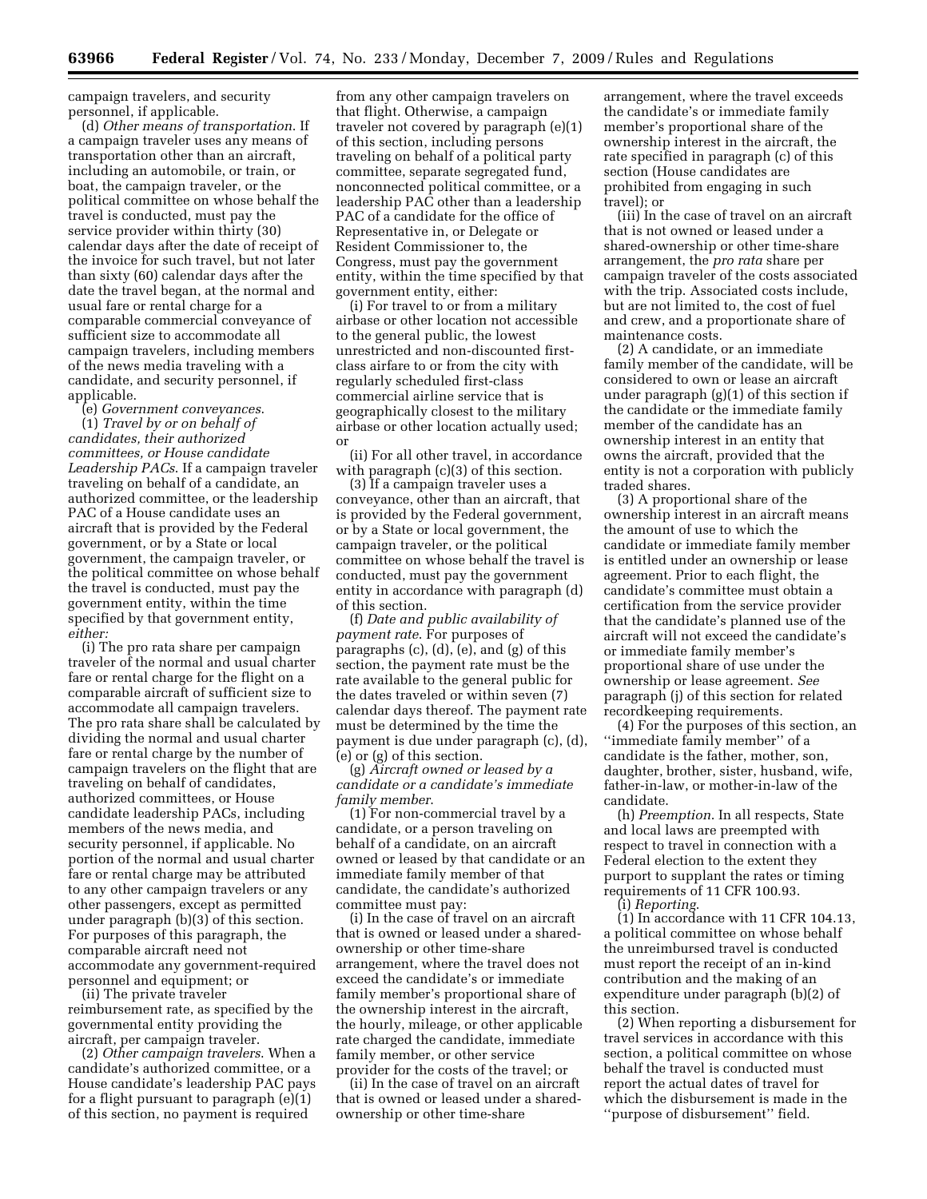campaign travelers, and security personnel, if applicable.

(d) *Other means of transportation.* If a campaign traveler uses any means of transportation other than an aircraft, including an automobile, or train, or boat, the campaign traveler, or the political committee on whose behalf the travel is conducted, must pay the service provider within thirty (30) calendar days after the date of receipt of the invoice for such travel, but not later than sixty (60) calendar days after the date the travel began, at the normal and usual fare or rental charge for a comparable commercial conveyance of sufficient size to accommodate all campaign travelers, including members of the news media traveling with a candidate, and security personnel, if applicable.

(e) *Government conveyances.*

(1) *Travel by or on behalf of candidates, their authorized committees, or House candidate Leadership PACs.* If a campaign traveler traveling on behalf of a candidate, an authorized committee, or the leadership PAC of a House candidate uses an aircraft that is provided by the Federal government, or by a State or local government, the campaign traveler, or the political committee on whose behalf the travel is conducted, must pay the government entity, within the time specified by that government entity, *either:*

(i) The pro rata share per campaign traveler of the normal and usual charter fare or rental charge for the flight on a comparable aircraft of sufficient size to accommodate all campaign travelers. The pro rata share shall be calculated by dividing the normal and usual charter fare or rental charge by the number of campaign travelers on the flight that are traveling on behalf of candidates, authorized committees, or House candidate leadership PACs, including members of the news media, and security personnel, if applicable. No portion of the normal and usual charter fare or rental charge may be attributed to any other campaign travelers or any other passengers, except as permitted under paragraph (b)(3) of this section. For purposes of this paragraph, the comparable aircraft need not accommodate any government-required personnel and equipment; or

(ii) The private traveler reimbursement rate, as specified by the governmental entity providing the aircraft, per campaign traveler.

(2) *Other campaign travelers.* When a candidate's authorized committee, or a House candidate's leadership PAC pays for a flight pursuant to paragraph (e)(1) of this section, no payment is required from any other campaign travelers on that flight. Otherwise, a campaign traveler not covered by paragraph (e)(1) of this section, including persons traveling on behalf of a political party committee, separate segregated fund, nonconnected political committee, or a leadership PAC other than a leadership PAC of a candidate for the office of Representative in, or Delegate or Resident Commissioner to, the Congress, must pay the government entity, within the time specified by that government entity, either:

(i) For travel to or from a military airbase or other location not accessible to the general public, the lowest unrestricted and non-discounted first-class airfare to or from the city with regularly scheduled first-class commercial airline service that is geographically closest to the military airbase or other location actually used; or

(ii) For all other travel, in accordance with paragraph (c)(3) of this section.

(3) If a campaign traveler uses a conveyance, other than an aircraft, that is provided by the Federal government, or by a State or local government, the campaign traveler, or the political committee on whose behalf the travel is conducted, must pay the government entity in accordance with paragraph (d) of this section.

(f) *Date and public availability of payment rate.* For purposes of paragraphs (c), (d), (e), and (g) of this section, the payment rate must be the rate available to the general public for the dates traveled or within seven (7) calendar days thereof. The payment rate must be determined by the time the payment is due under paragraph (c), (d), (e) or (g) of this section.

(g) *Aircraft owned or leased by a candidate or a candidate's immediate family member.*

(1) For non-commercial travel by a candidate, or a person traveling on behalf of a candidate, on an aircraft owned or leased by that candidate or an immediate family member of that candidate, the candidate's authorized committee must pay:

(i) In the case of travel on an aircraft that is owned or leased under a shared-ownership or other time-share arrangement, where the travel does not exceed the candidate's or immediate family member's proportional share of the ownership interest in the aircraft, the hourly, mileage, or other applicable rate charged the candidate, immediate family member, or other service provider for the costs of the travel; or

(ii) In the case of travel on an aircraft that is owned or leased under a shared-ownership or other time-share arrangement, where the travel exceeds the candidate's or immediate family member's proportional share of the ownership interest in the aircraft, the rate specified in paragraph (c) of this section (House candidates are prohibited from engaging in such travel); or

(iii) In the case of travel on an aircraft that is not owned or leased under a shared-ownership or other time-share arrangement, the *pro rata* share per campaign traveler of the costs associated with the trip. Associated costs include, but are not limited to, the cost of fuel and crew, and a proportionate share of maintenance costs.

(2) A candidate, or an immediate family member of the candidate, will be considered to own or lease an aircraft under paragraph (g)(1) of this section if the candidate or the immediate family member of the candidate has an ownership interest in an entity that owns the aircraft, provided that the entity is not a corporation with publicly traded shares.

(3) A proportional share of the ownership interest in an aircraft means the amount of use to which the candidate or immediate family member is entitled under an ownership or lease agreement. Prior to each flight, the candidate's committee must obtain a certification from the service provider that the candidate's planned use of the aircraft will not exceed the candidate's or immediate family member's proportional share of use under the ownership or lease agreement. *See* paragraph (j) of this section for related recordkeeping requirements.

(4) For the purposes of this section, an "immediate family member" of a candidate is the father, mother, son, daughter, brother, sister, husband, wife, father-in-law, or mother-in-law of the candidate.

(h) *Preemption.* In all respects, State and local laws are preempted with respect to travel in connection with a Federal election to the extent they purport to supplant the rates or timing requirements of 11 CFR 100.93.

(i) *Reporting.*

(1) In accordance with 11 CFR 104.13, a political committee on whose behalf the unreimbursed travel is conducted must report the receipt of an in-kind contribution and the making of an expenditure under paragraph (b)(2) of this section.

(2) When reporting a disbursement for travel services in accordance with this section, a political committee on whose behalf the travel is conducted must report the actual dates of travel for which the disbursement is made in the "purpose of disbursement" field.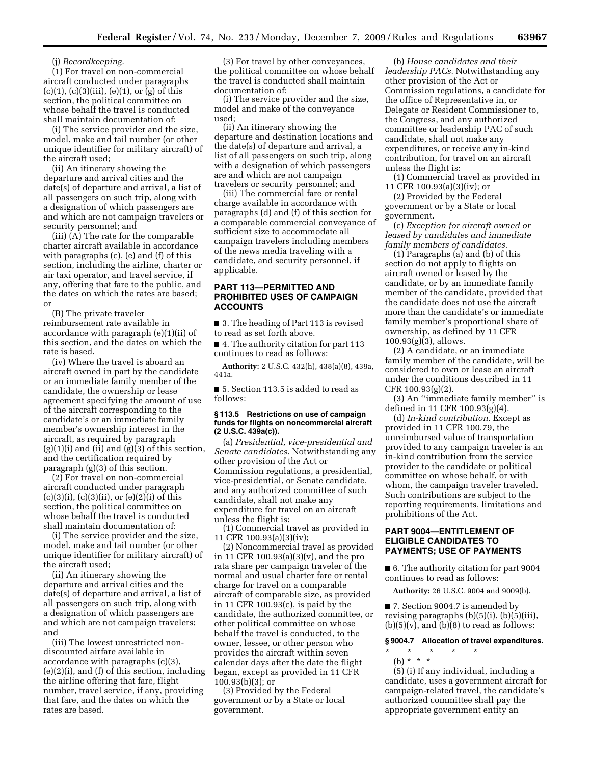(j) *Recordkeeping.*

(1) For travel on non-commercial aircraft conducted under paragraphs (c)(1), (c)(3)(iii), (e)(1), or (g) of this section, the political committee on whose behalf the travel is conducted shall maintain documentation of:

(i) The service provider and the size, model, make and tail number (or other unique identifier for military aircraft) of the aircraft used;

(ii) An itinerary showing the departure and arrival cities and the date(s) of departure and arrival, a list of all passengers on such trip, along with a designation of which passengers are and which are not campaign travelers or security personnel; and

(iii) (A) The rate for the comparable charter aircraft available in accordance with paragraphs (c), (e) and (f) of this section, including the airline, charter or air taxi operator, and travel service, if any, offering that fare to the public, and the dates on which the rates are based; or

(B) The private traveler reimbursement rate available in accordance with paragraph (e)(1)(ii) of this section, and the dates on which the rate is based.

(iv) Where the travel is aboard an aircraft owned in part by the candidate or an immediate family member of the candidate, the ownership or lease agreement specifying the amount of use of the aircraft corresponding to the candidate's or an immediate family member's ownership interest in the aircraft, as required by paragraph (g)(1)(i) and (ii) and (g)(3) of this section, and the certification required by paragraph (g)(3) of this section.

(2) For travel on non-commercial aircraft conducted under paragraph (c)(3)(i), (c)(3)(ii), or (e)(2)(i) of this section, the political committee on whose behalf the travel is conducted shall maintain documentation of:

(i) The service provider and the size, model, make and tail number (or other unique identifier for military aircraft) of the aircraft used;

(ii) An itinerary showing the departure and arrival cities and the date(s) of departure and arrival, a list of all passengers on such trip, along with a designation of which passengers are and which are not campaign travelers; and

(iii) The lowest unrestricted non-discounted airfare available in accordance with paragraphs (c)(3), (e)(2)(i), and (f) of this section, including the airline offering that fare, flight number, travel service, if any, providing that fare, and the dates on which the rates are based.

(3) For travel by other conveyances, the political committee on whose behalf the travel is conducted shall maintain documentation of:

(i) The service provider and the size, model and make of the conveyance used;

(ii) An itinerary showing the departure and destination locations and the date(s) of departure and arrival, a list of all passengers on such trip, along with a designation of which passengers are and which are not campaign travelers or security personnel; and

(iii) The commercial fare or rental charge available in accordance with paragraphs (d) and (f) of this section for a comparable commercial conveyance of sufficient size to accommodate all campaign travelers including members of the news media traveling with a candidate, and security personnel, if applicable.

## PART 113—PERMITTED AND PROHIBITED USES OF CAMPAIGN ACCOUNTS

■ 3. The heading of Part 113 is revised to read as set forth above.

■ 4. The authority citation for part 113 continues to read as follows:

**Authority:** 2 U.S.C. 432(h), 438(a)(8), 439a, 441a.

■ 5. Section 113.5 is added to read as follows:

### § 113.5 Restrictions on use of campaign funds for flights on noncommercial aircraft (2 U.S.C. 439a(c)).

(a) *Presidential, vice-presidential and Senate candidates.* Notwithstanding any other provision of the Act or Commission regulations, a presidential, vice-presidential, or Senate candidate, and any authorized committee of such candidate, shall not make any expenditure for travel on an aircraft unless the flight is:

(1) Commercial travel as provided in 11 CFR 100.93(a)(3)(iv);

(2) Noncommercial travel as provided in 11 CFR 100.93(a)(3)(v), and the pro rata share per campaign traveler of the normal and usual charter fare or rental charge for travel on a comparable aircraft of comparable size, as provided in 11 CFR 100.93(c), is paid by the candidate, the authorized committee, or other political committee on whose behalf the travel is conducted, to the owner, lessee, or other person who provides the aircraft within seven calendar days after the date the flight began, except as provided in 11 CFR 100.93(b)(3); or

(3) Provided by the Federal government or by a State or local government.

(b) *House candidates and their leadership PACs.* Notwithstanding any other provision of the Act or Commission regulations, a candidate for the office of Representative in, or Delegate or Resident Commissioner to, the Congress, and any authorized committee or leadership PAC of such candidate, shall not make any expenditures, or receive any in-kind contribution, for travel on an aircraft unless the flight is:

(1) Commercial travel as provided in 11 CFR 100.93(a)(3)(iv); or

(2) Provided by the Federal government or by a State or local government.

(c) *Exception for aircraft owned or leased by candidates and immediate family members of candidates.*

(1) Paragraphs (a) and (b) of this section do not apply to flights on aircraft owned or leased by the candidate, or by an immediate family member of the candidate, provided that the candidate does not use the aircraft more than the candidate's or immediate family member's proportional share of ownership, as defined by 11 CFR 100.93(g)(3), allows.

(2) A candidate, or an immediate family member of the candidate, will be considered to own or lease an aircraft under the conditions described in 11 CFR 100.93(g)(2).

(3) An ''immediate family member'' is defined in 11 CFR 100.93(g)(4).

(d) *In-kind contribution.* Except as provided in 11 CFR 100.79, the unreimbursed value of transportation provided to any campaign traveler is an in-kind contribution from the service provider to the candidate or political committee on whose behalf, or with whom, the campaign traveler traveled. Such contributions are subject to the reporting requirements, limitations and prohibitions of the Act.

## PART 9004—ENTITLEMENT OF ELIGIBLE CANDIDATES TO PAYMENTS; USE OF PAYMENTS

■ 6. The authority citation for part 9004 continues to read as follows:

**Authority:** 26 U.S.C. 9004 and 9009(b).

■ 7. Section 9004.7 is amended by revising paragraphs (b)(5)(i), (b)(5)(iii), (b)(5)(v), and (b)(8) to read as follows:

### § 9004.7 Allocation of travel expenditures.

\* \* \* \* \*

(b) \* \* \*

(5) (i) If any individual, including a candidate, uses a government aircraft for campaign-related travel, the candidate's authorized committee shall pay the appropriate government entity an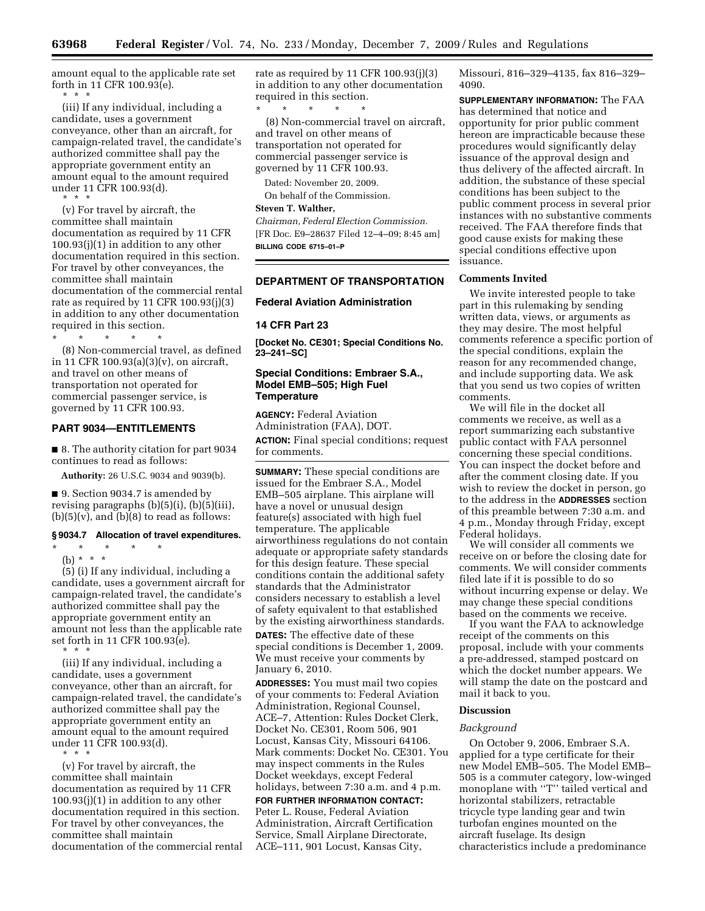amount equal to the applicable rate set forth in 11 CFR 100.93(e).

\* \* \*

(iii) If any individual, including a candidate, uses a government conveyance, other than an aircraft, for campaign-related travel, the candidate's authorized committee shall pay the appropriate government entity an amount equal to the amount required under 11 CFR 100.93(d).

\* \* \*

(v) For travel by aircraft, the committee shall maintain documentation as required by 11 CFR 100.93(j)(1) in addition to any other documentation required in this section. For travel by other conveyances, the committee shall maintain documentation of the commercial rental rate as required by 11 CFR 100.93(j)(3) in addition to any other documentation required in this section.

\* \* \* \* \*

(8) Non-commercial travel, as defined in 11 CFR 100.93(a)(3)(v), on aircraft, and travel on other means of transportation not operated for commercial passenger service, is governed by 11 CFR 100.93.

## PART 9034—ENTITLEMENTS

■ 8. The authority citation for part 9034 continues to read as follows:

**Authority:** 26 U.S.C. 9034 and 9039(b).

■ 9. Section 9034.7 is amended by revising paragraphs (b)(5)(i), (b)(5)(iii), (b)(5)(v), and (b)(8) to read as follows:

### § 9034.7 Allocation of travel expenditures.

\* \* \* \* \*

(b) \* \* \*

(5) (i) If any individual, including a candidate, uses a government aircraft for campaign-related travel, the candidate's authorized committee shall pay the appropriate government entity an amount not less than the applicable rate set forth in 11 CFR 100.93(e).

\* \* \*

(iii) If any individual, including a candidate, uses a government conveyance, other than an aircraft, for campaign-related travel, the candidate's authorized committee shall pay the appropriate government entity an amount equal to the amount required under 11 CFR 100.93(d).

\* \* \*

(v) For travel by aircraft, the committee shall maintain documentation as required by 11 CFR 100.93(j)(1) in addition to any other documentation required in this section. For travel by other conveyances, the committee shall maintain documentation of the commercial rental rate as required by 11 CFR 100.93(j)(3) in addition to any other documentation required in this section.

\* \* \* \* \*

(8) Non-commercial travel on aircraft, and travel on other means of transportation not operated for commercial passenger service is governed by 11 CFR 100.93.

Dated: November 20, 2009.

On behalf of the Commission.

**Steven T. Walther,**

*Chairman, Federal Election Commission.*

[FR Doc. E9–28637 Filed 12–4–09; 8:45 am]

**BILLING CODE 6715–01–P**

---

## DEPARTMENT OF TRANSPORTATION

## Federal Aviation Administration

## 14 CFR Part 23

**[Docket No. CE301; Special Conditions No. 23–241–SC]**

## Special Conditions: Embraer S.A., Model EMB–505; High Fuel Temperature

**AGENCY:** Federal Aviation Administration (FAA), DOT.

**ACTION:** Final special conditions; request for comments.

**SUMMARY:** These special conditions are issued for the Embraer S.A., Model EMB–505 airplane. This airplane will have a novel or unusual design feature(s) associated with high fuel temperature. The applicable airworthiness regulations do not contain adequate or appropriate safety standards for this design feature. These special conditions contain the additional safety standards that the Administrator considers necessary to establish a level of safety equivalent to that established by the existing airworthiness standards.

**DATES:** The effective date of these special conditions is December 1, 2009. We must receive your comments by January 6, 2010.

**ADDRESSES:** You must mail two copies of your comments to: Federal Aviation Administration, Regional Counsel, ACE–7, Attention: Rules Docket Clerk, Docket No. CE301, Room 506, 901 Locust, Kansas City, Missouri 64106. Mark comments: Docket No. CE301. You may inspect comments in the Rules Docket weekdays, except Federal holidays, between 7:30 a.m. and 4 p.m.

**FOR FURTHER INFORMATION CONTACT:** Peter L. Rouse, Federal Aviation Administration, Aircraft Certification Service, Small Airplane Directorate, ACE–111, 901 Locust, Kansas City, Missouri, 816–329–4135, fax 816–329–4090.

**SUPPLEMENTARY INFORMATION:** The FAA has determined that notice and opportunity for prior public comment hereon are impracticable because these procedures would significantly delay issuance of the approval design and thus delivery of the affected aircraft. In addition, the substance of these special conditions has been subject to the public comment process in several prior instances with no substantive comments received. The FAA therefore finds that good cause exists for making these special conditions effective upon issuance.

### Comments Invited

We invite interested people to take part in this rulemaking by sending written data, views, or arguments as they may desire. The most helpful comments reference a specific portion of the special conditions, explain the reason for any recommended change, and include supporting data. We ask that you send us two copies of written comments.

We will file in the docket all comments we receive, as well as a report summarizing each substantive public contact with FAA personnel concerning these special conditions. You can inspect the docket before and after the comment closing date. If you wish to review the docket in person, go to the address in the **ADDRESSES** section of this preamble between 7:30 a.m. and 4 p.m., Monday through Friday, except Federal holidays.

We will consider all comments we receive on or before the closing date for comments. We will consider comments filed late if it is possible to do so without incurring expense or delay. We may change these special conditions based on the comments we receive.

If you want the FAA to acknowledge receipt of the comments on this proposal, include with your comments a pre-addressed, stamped postcard on which the docket number appears. We will stamp the date on the postcard and mail it back to you.

### Discussion

*Background*

On October 9, 2006, Embraer S.A. applied for a type certificate for their new Model EMB–505. The Model EMB–505 is a commuter category, low-winged monoplane with "T" tailed vertical and horizontal stabilizers, retractable tricycle type landing gear and twin turbofan engines mounted on the aircraft fuselage. Its design characteristics include a predominance